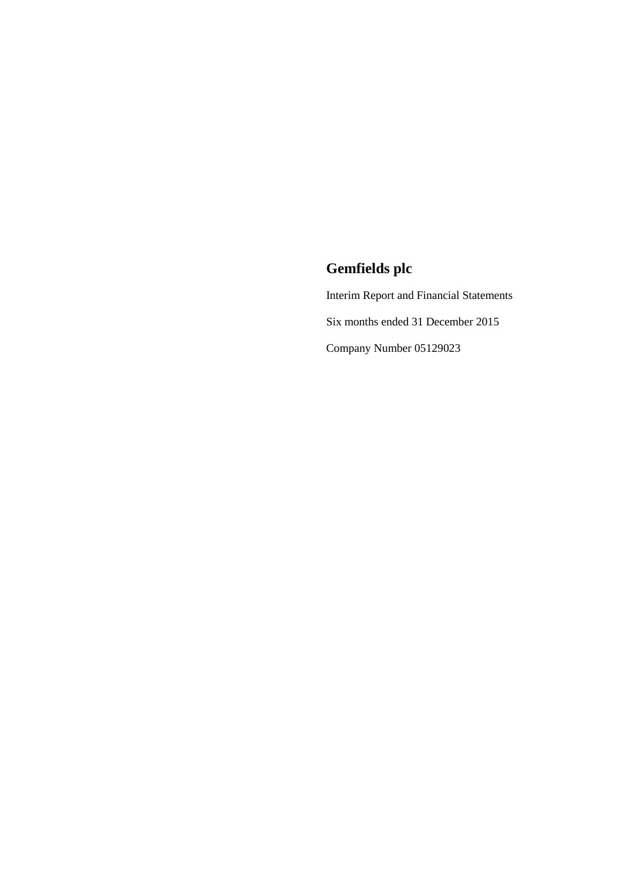# Gemfields plc

Interim Report and Financial Statements

Six months ended 31 December 2015

Company Number 05129023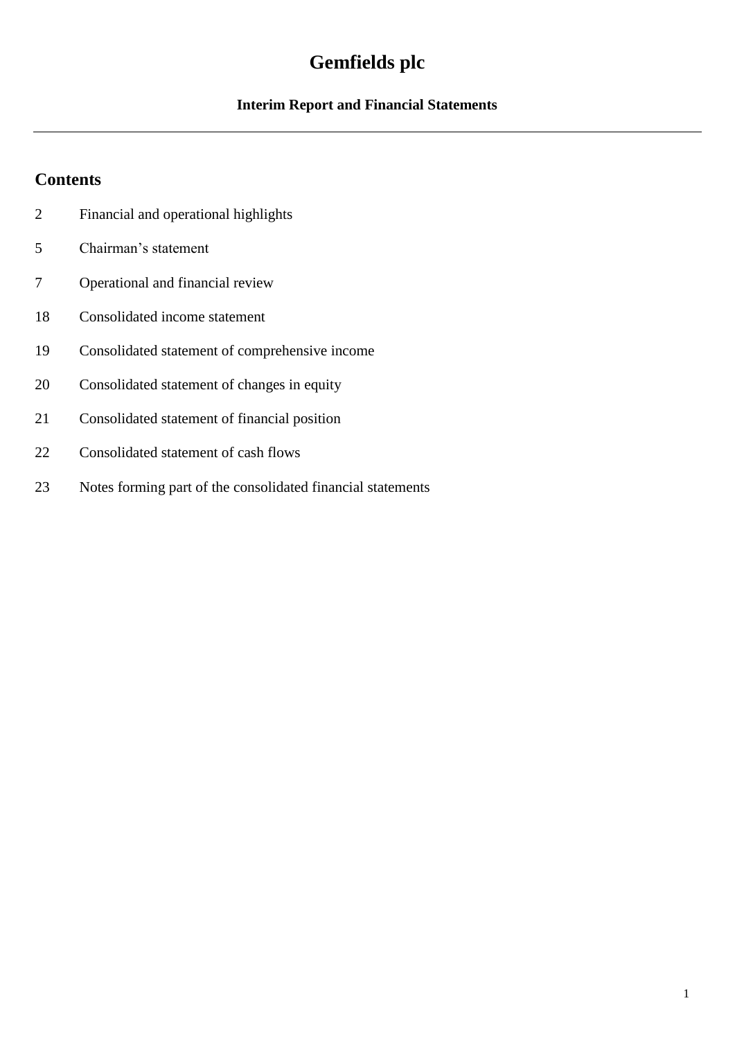# Gemfields plc

## Interim Report and Financial Statements

---

## Contents

| | |
|---|---|
| 2 | Financial and operational highlights |
| 5 | Chairman's statement |
| 7 | Operational and financial review |
| 18 | Consolidated income statement |
| 19 | Consolidated statement of comprehensive income |
| 20 | Consolidated statement of changes in equity |
| 21 | Consolidated statement of financial position |
| 22 | Consolidated statement of cash flows |
| 23 | Notes forming part of the consolidated financial statements |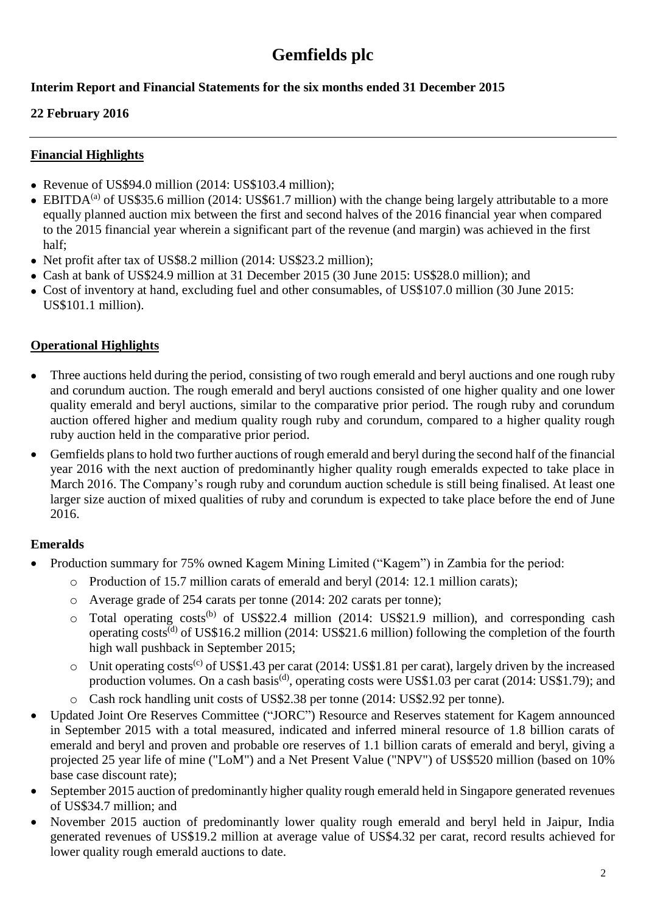# Gemfields plc

**Interim Report and Financial Statements for the six months ended 31 December 2015**

**22 February 2016**

---

## Financial Highlights

- Revenue of US$94.0 million (2014: US$103.4 million);
- EBITDA[(a)] of US$35.6 million (2014: US$61.7 million) with the change being largely attributable to a more equally planned auction mix between the first and second halves of the 2016 financial year when compared to the 2015 financial year wherein a significant part of the revenue (and margin) was achieved in the first half;
- Net profit after tax of US$8.2 million (2014: US$23.2 million);
- Cash at bank of US$24.9 million at 31 December 2015 (30 June 2015: US$28.0 million); and
- Cost of inventory at hand, excluding fuel and other consumables, of US$107.0 million (30 June 2015: US$101.1 million).

## Operational Highlights

- Three auctions held during the period, consisting of two rough emerald and beryl auctions and one rough ruby and corundum auction. The rough emerald and beryl auctions consisted of one higher quality and one lower quality emerald and beryl auctions, similar to the comparative prior period. The rough ruby and corundum auction offered higher and medium quality rough ruby and corundum, compared to a higher quality rough ruby auction held in the comparative prior period.
- Gemfields plans to hold two further auctions of rough emerald and beryl during the second half of the financial year 2016 with the next auction of predominantly higher quality rough emeralds expected to take place in March 2016. The Company's rough ruby and corundum auction schedule is still being finalised. At least one larger size auction of mixed qualities of ruby and corundum is expected to take place before the end of June 2016.

### Emeralds

- Production summary for 75% owned Kagem Mining Limited ("Kagem") in Zambia for the period:
  - Production of 15.7 million carats of emerald and beryl (2014: 12.1 million carats);
  - Average grade of 254 carats per tonne (2014: 202 carats per tonne);
  - Total operating costs[(b)] of US$22.4 million (2014: US$21.9 million), and corresponding cash operating costs[(d)] of US$16.2 million (2014: US$21.6 million) following the completion of the fourth high wall pushback in September 2015;
  - Unit operating costs[(c)] of US$1.43 per carat (2014: US$1.81 per carat), largely driven by the increased production volumes. On a cash basis[(d)], operating costs were US$1.03 per carat (2014: US$1.79); and
  - Cash rock handling unit costs of US$2.38 per tonne (2014: US$2.92 per tonne).
- Updated Joint Ore Reserves Committee ("JORC") Resource and Reserves statement for Kagem announced in September 2015 with a total measured, indicated and inferred mineral resource of 1.8 billion carats of emerald and beryl and proven and probable ore reserves of 1.1 billion carats of emerald and beryl, giving a projected 25 year life of mine ("LoM") and a Net Present Value ("NPV") of US$520 million (based on 10% base case discount rate);
- September 2015 auction of predominantly higher quality rough emerald held in Singapore generated revenues of US$34.7 million; and
- November 2015 auction of predominantly lower quality rough emerald and beryl held in Jaipur, India generated revenues of US$19.2 million at average value of US$4.32 per carat, record results achieved for lower quality rough emerald auctions to date.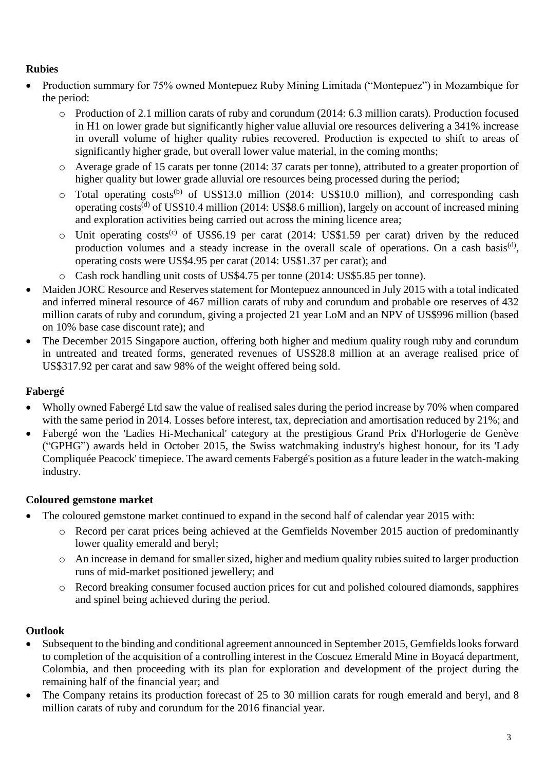**Rubies**

- Production summary for 75% owned Montepuez Ruby Mining Limitada ("Montepuez") in Mozambique for the period:
  - Production of 2.1 million carats of ruby and corundum (2014: 6.3 million carats). Production focused in H1 on lower grade but significantly higher value alluvial ore resources delivering a 341% increase in overall volume of higher quality rubies recovered. Production is expected to shift to areas of significantly higher grade, but overall lower value material, in the coming months;
  - Average grade of 15 carats per tonne (2014: 37 carats per tonne), attributed to a greater proportion of higher quality but lower grade alluvial ore resources being processed during the period;
  - Total operating costs[(b)] of US$13.0 million (2014: US$10.0 million), and corresponding cash operating costs[(d)] of US$10.4 million (2014: US$8.6 million), largely on account of increased mining and exploration activities being carried out across the mining licence area;
  - Unit operating costs[(c)] of US$6.19 per carat (2014: US$1.59 per carat) driven by the reduced production volumes and a steady increase in the overall scale of operations. On a cash basis[(d)], operating costs were US$4.95 per carat (2014: US$1.37 per carat); and
  - Cash rock handling unit costs of US$4.75 per tonne (2014: US$5.85 per tonne).
- Maiden JORC Resource and Reserves statement for Montepuez announced in July 2015 with a total indicated and inferred mineral resource of 467 million carats of ruby and corundum and probable ore reserves of 432 million carats of ruby and corundum, giving a projected 21 year LoM and an NPV of US$996 million (based on 10% base case discount rate); and
- The December 2015 Singapore auction, offering both higher and medium quality rough ruby and corundum in untreated and treated forms, generated revenues of US$28.8 million at an average realised price of US$317.92 per carat and saw 98% of the weight offered being sold.

**Fabergé**

- Wholly owned Fabergé Ltd saw the value of realised sales during the period increase by 70% when compared with the same period in 2014. Losses before interest, tax, depreciation and amortisation reduced by 21%; and
- Fabergé won the 'Ladies Hi-Mechanical' category at the prestigious Grand Prix d'Horlogerie de Genève ("GPHG") awards held in October 2015, the Swiss watchmaking industry's highest honour, for its 'Lady Compliquée Peacock' timepiece. The award cements Fabergé's position as a future leader in the watch-making industry.

**Coloured gemstone market**

- The coloured gemstone market continued to expand in the second half of calendar year 2015 with:
  - Record per carat prices being achieved at the Gemfields November 2015 auction of predominantly lower quality emerald and beryl;
  - An increase in demand for smaller sized, higher and medium quality rubies suited to larger production runs of mid-market positioned jewellery; and
  - Record breaking consumer focused auction prices for cut and polished coloured diamonds, sapphires and spinel being achieved during the period.

**Outlook**

- Subsequent to the binding and conditional agreement announced in September 2015, Gemfields looks forward to completion of the acquisition of a controlling interest in the Coscuez Emerald Mine in Boyacá department, Colombia, and then proceeding with its plan for exploration and development of the project during the remaining half of the financial year; and
- The Company retains its production forecast of 25 to 30 million carats for rough emerald and beryl, and 8 million carats of ruby and corundum for the 2016 financial year.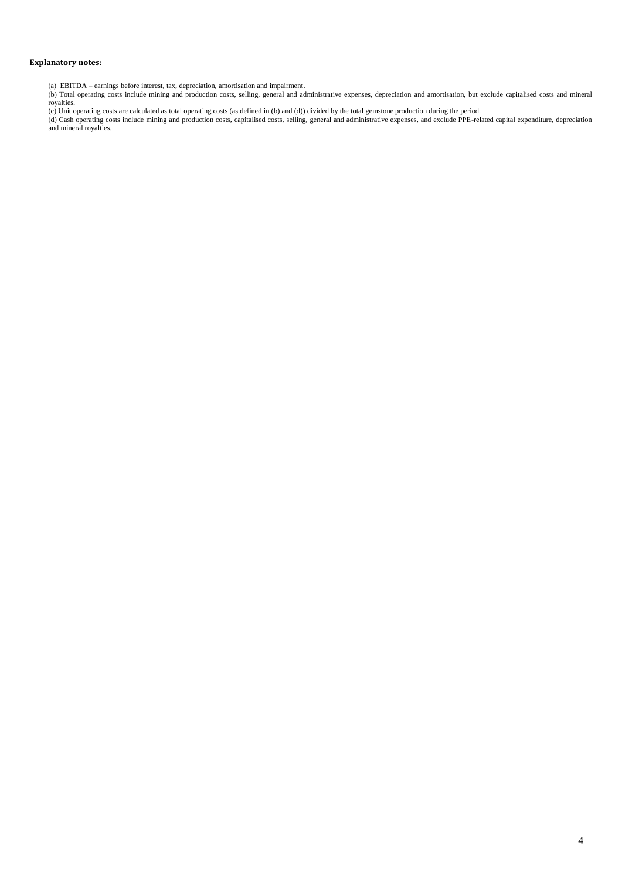**Explanatory notes:**

(a) EBITDA – earnings before interest, tax, depreciation, amortisation and impairment.
(b) Total operating costs include mining and production costs, selling, general and administrative expenses, depreciation and amortisation, but exclude capitalised costs and mineral royalties.
(c) Unit operating costs are calculated as total operating costs (as defined in (b) and (d)) divided by the total gemstone production during the period.
(d) Cash operating costs include mining and production costs, capitalised costs, selling, general and administrative expenses, and exclude PPE-related capital expenditure, depreciation and mineral royalties.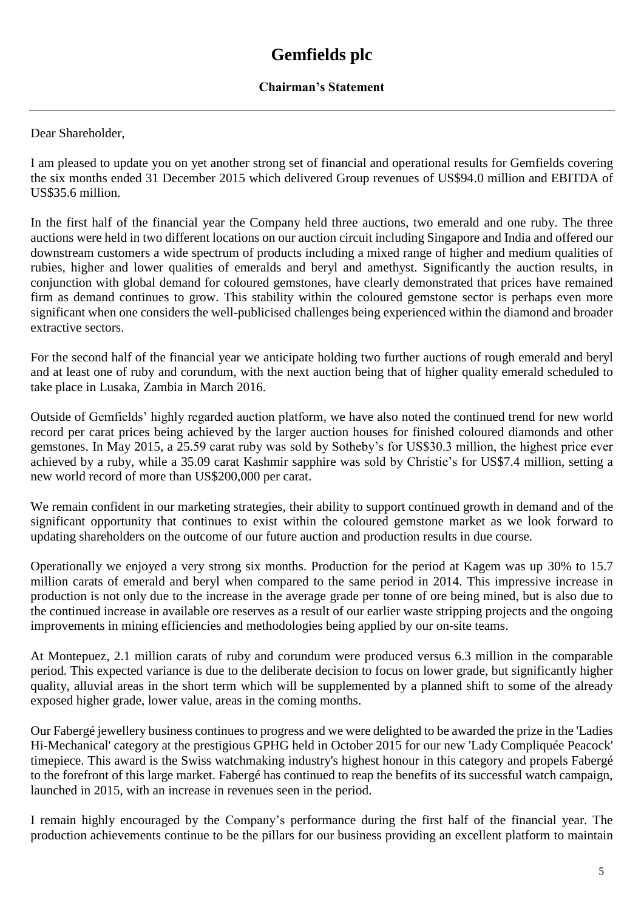# Gemfields plc

## Chairman's Statement

Dear Shareholder,

I am pleased to update you on yet another strong set of financial and operational results for Gemfields covering the six months ended 31 December 2015 which delivered Group revenues of US$94.0 million and EBITDA of US$35.6 million.

In the first half of the financial year the Company held three auctions, two emerald and one ruby. The three auctions were held in two different locations on our auction circuit including Singapore and India and offered our downstream customers a wide spectrum of products including a mixed range of higher and medium qualities of rubies, higher and lower qualities of emeralds and beryl and amethyst. Significantly the auction results, in conjunction with global demand for coloured gemstones, have clearly demonstrated that prices have remained firm as demand continues to grow. This stability within the coloured gemstone sector is perhaps even more significant when one considers the well-publicised challenges being experienced within the diamond and broader extractive sectors.

For the second half of the financial year we anticipate holding two further auctions of rough emerald and beryl and at least one of ruby and corundum, with the next auction being that of higher quality emerald scheduled to take place in Lusaka, Zambia in March 2016.

Outside of Gemfields' highly regarded auction platform, we have also noted the continued trend for new world record per carat prices being achieved by the larger auction houses for finished coloured diamonds and other gemstones. In May 2015, a 25.59 carat ruby was sold by Sotheby's for US$30.3 million, the highest price ever achieved by a ruby, while a 35.09 carat Kashmir sapphire was sold by Christie's for US$7.4 million, setting a new world record of more than US$200,000 per carat.

We remain confident in our marketing strategies, their ability to support continued growth in demand and of the significant opportunity that continues to exist within the coloured gemstone market as we look forward to updating shareholders on the outcome of our future auction and production results in due course.

Operationally we enjoyed a very strong six months. Production for the period at Kagem was up 30% to 15.7 million carats of emerald and beryl when compared to the same period in 2014. This impressive increase in production is not only due to the increase in the average grade per tonne of ore being mined, but is also due to the continued increase in available ore reserves as a result of our earlier waste stripping projects and the ongoing improvements in mining efficiencies and methodologies being applied by our on-site teams.

At Montepuez, 2.1 million carats of ruby and corundum were produced versus 6.3 million in the comparable period. This expected variance is due to the deliberate decision to focus on lower grade, but significantly higher quality, alluvial areas in the short term which will be supplemented by a planned shift to some of the already exposed higher grade, lower value, areas in the coming months.

Our Fabergé jewellery business continues to progress and we were delighted to be awarded the prize in the 'Ladies Hi-Mechanical' category at the prestigious GPHG held in October 2015 for our new 'Lady Compliquée Peacock' timepiece. This award is the Swiss watchmaking industry's highest honour in this category and propels Fabergé to the forefront of this large market. Fabergé has continued to reap the benefits of its successful watch campaign, launched in 2015, with an increase in revenues seen in the period.

I remain highly encouraged by the Company's performance during the first half of the financial year. The production achievements continue to be the pillars for our business providing an excellent platform to maintain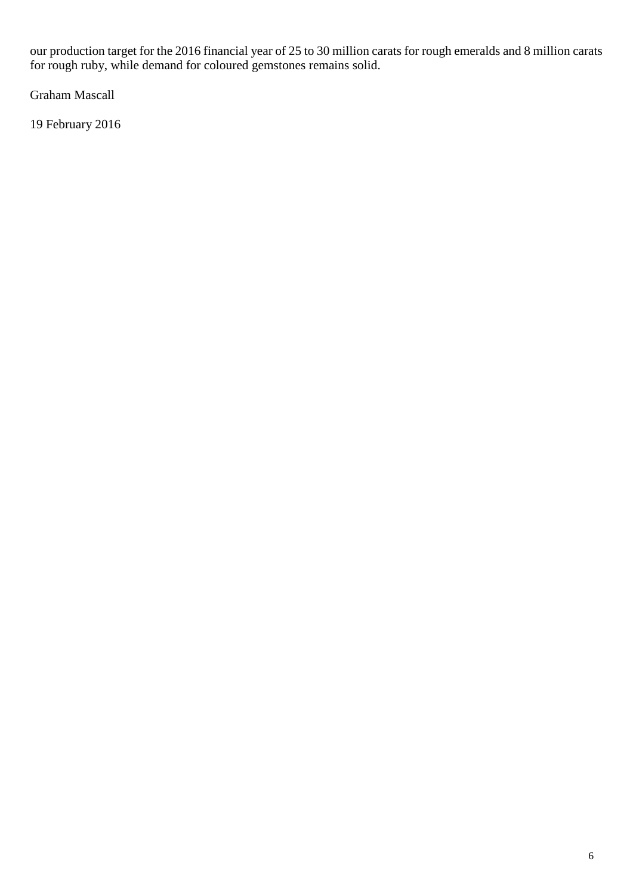our production target for the 2016 financial year of 25 to 30 million carats for rough emeralds and 8 million carats for rough ruby, while demand for coloured gemstones remains solid.

Graham Mascall

19 February 2016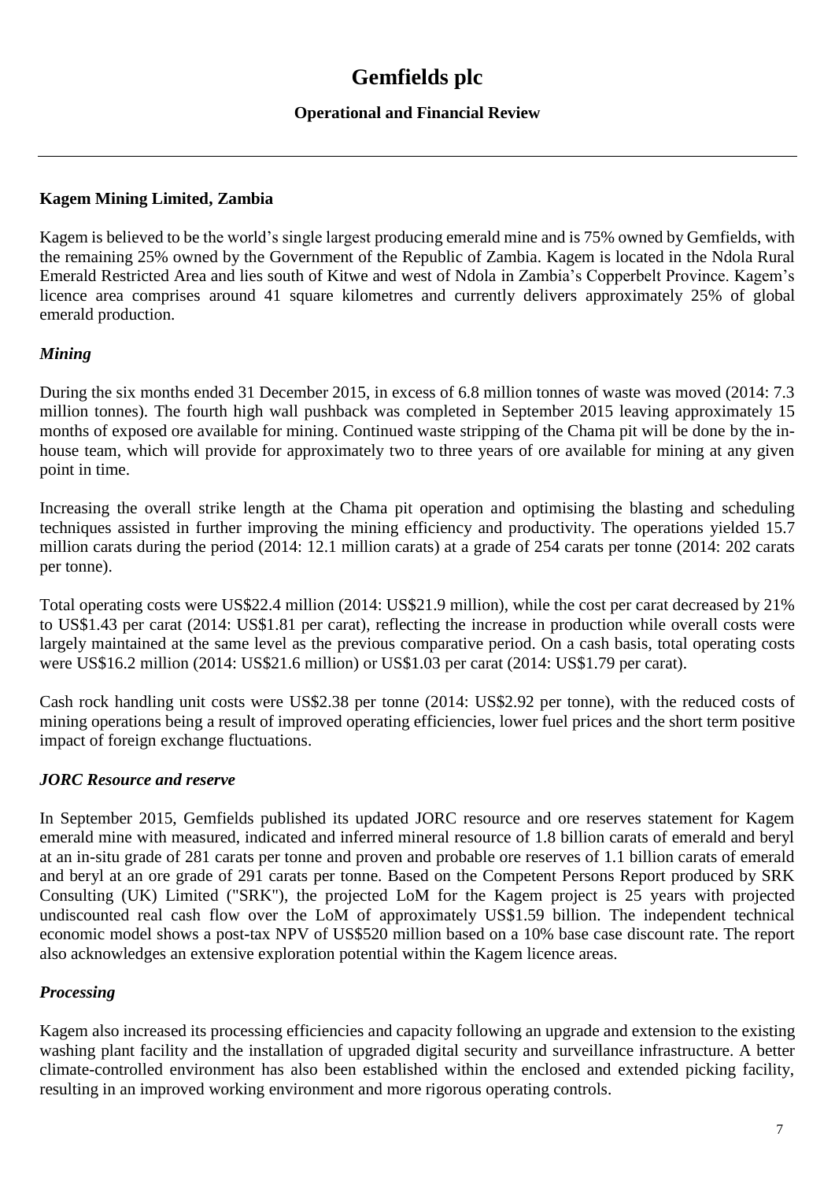# Gemfields plc

## Operational and Financial Review

---

### Kagem Mining Limited, Zambia

Kagem is believed to be the world's single largest producing emerald mine and is 75% owned by Gemfields, with the remaining 25% owned by the Government of the Republic of Zambia. Kagem is located in the Ndola Rural Emerald Restricted Area and lies south of Kitwe and west of Ndola in Zambia's Copperbelt Province. Kagem's licence area comprises around 41 square kilometres and currently delivers approximately 25% of global emerald production.

#### *Mining*

During the six months ended 31 December 2015, in excess of 6.8 million tonnes of waste was moved (2014: 7.3 million tonnes). The fourth high wall pushback was completed in September 2015 leaving approximately 15 months of exposed ore available for mining. Continued waste stripping of the Chama pit will be done by the in-house team, which will provide for approximately two to three years of ore available for mining at any given point in time.

Increasing the overall strike length at the Chama pit operation and optimising the blasting and scheduling techniques assisted in further improving the mining efficiency and productivity. The operations yielded 15.7 million carats during the period (2014: 12.1 million carats) at a grade of 254 carats per tonne (2014: 202 carats per tonne).

Total operating costs were US$22.4 million (2014: US$21.9 million), while the cost per carat decreased by 21% to US$1.43 per carat (2014: US$1.81 per carat), reflecting the increase in production while overall costs were largely maintained at the same level as the previous comparative period. On a cash basis, total operating costs were US$16.2 million (2014: US$21.6 million) or US$1.03 per carat (2014: US$1.79 per carat).

Cash rock handling unit costs were US$2.38 per tonne (2014: US$2.92 per tonne), with the reduced costs of mining operations being a result of improved operating efficiencies, lower fuel prices and the short term positive impact of foreign exchange fluctuations.

#### *JORC Resource and reserve*

In September 2015, Gemfields published its updated JORC resource and ore reserves statement for Kagem emerald mine with measured, indicated and inferred mineral resource of 1.8 billion carats of emerald and beryl at an in-situ grade of 281 carats per tonne and proven and probable ore reserves of 1.1 billion carats of emerald and beryl at an ore grade of 291 carats per tonne. Based on the Competent Persons Report produced by SRK Consulting (UK) Limited ("SRK"), the projected LoM for the Kagem project is 25 years with projected undiscounted real cash flow over the LoM of approximately US$1.59 billion. The independent technical economic model shows a post-tax NPV of US$520 million based on a 10% base case discount rate. The report also acknowledges an extensive exploration potential within the Kagem licence areas.

#### *Processing*

Kagem also increased its processing efficiencies and capacity following an upgrade and extension to the existing washing plant facility and the installation of upgraded digital security and surveillance infrastructure. A better climate-controlled environment has also been established within the enclosed and extended picking facility, resulting in an improved working environment and more rigorous operating controls.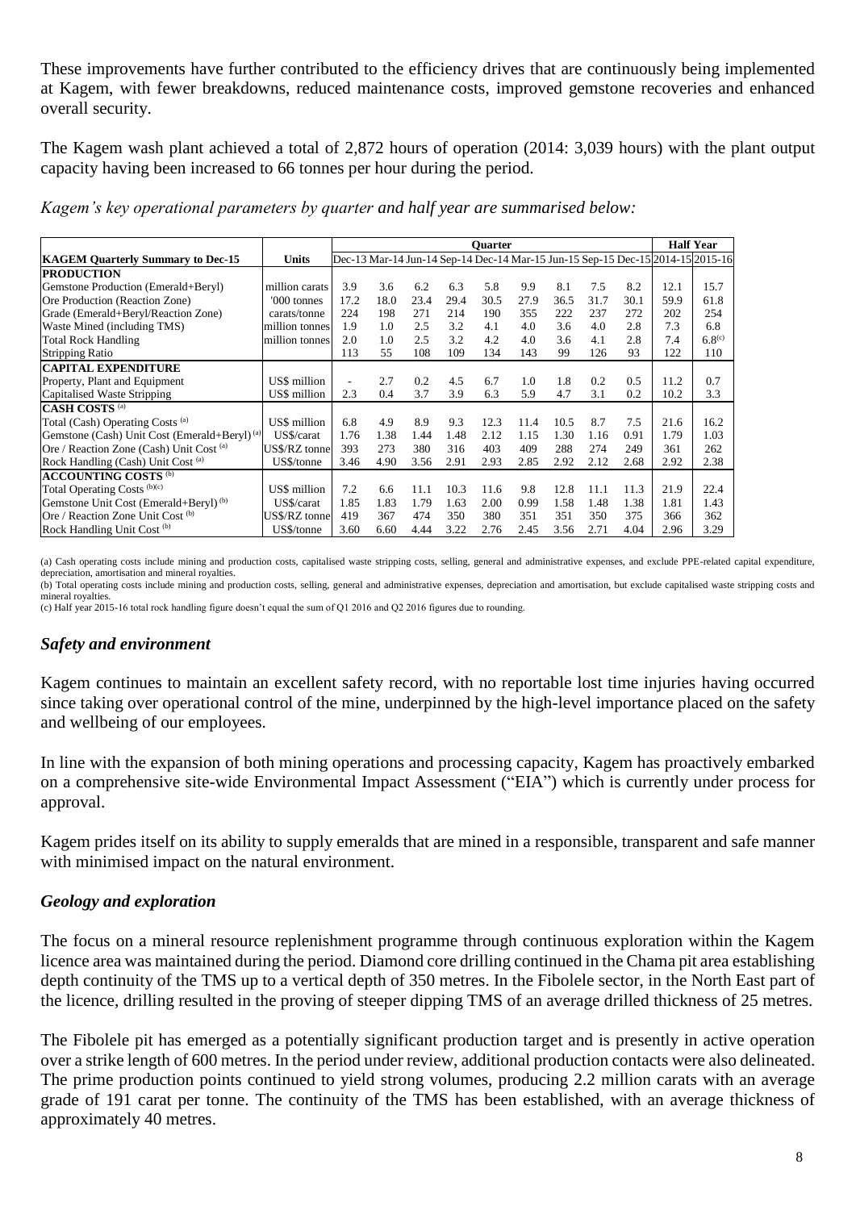These improvements have further contributed to the efficiency drives that are continuously being implemented at Kagem, with fewer breakdowns, reduced maintenance costs, improved gemstone recoveries and enhanced overall security.

The Kagem wash plant achieved a total of 2,872 hours of operation (2014: 3,039 hours) with the plant output capacity having been increased to 66 tonnes per hour during the period.

*Kagem's key operational parameters by quarter and half year are summarised below:*

| KAGEM Quarterly Summary to Dec-15 | Units | Quarter | | | | | | | | | Half Year | |
|---|---|---|---|---|---|---|---|---|---|---|---|---|
| | | Dec-13 | Mar-14 | Jun-14 | Sep-14 | Dec-14 | Mar-15 | Jun-15 | Sep-15 | Dec-15 | 2014-15 | 2015-16 |
| **PRODUCTION** | | | | | | | | | | | | |
| Gemstone Production (Emerald+Beryl) | million carats | 3.9 | 3.6 | 6.2 | 6.3 | 5.8 | 9.9 | 8.1 | 7.5 | 8.2 | 12.1 | 15.7 |
| Ore Production (Reaction Zone) | '000 tonnes | 17.2 | 18.0 | 23.4 | 29.4 | 30.5 | 27.9 | 36.5 | 31.7 | 30.1 | 59.9 | 61.8 |
| Grade (Emerald+Beryl/Reaction Zone) | carats/tonne | 224 | 198 | 271 | 214 | 190 | 355 | 222 | 237 | 272 | 202 | 254 |
| Waste Mined (including TMS) | million tonnes | 1.9 | 1.0 | 2.5 | 3.2 | 4.1 | 4.0 | 3.6 | 4.0 | 2.8 | 7.3 | 6.8 |
| Total Rock Handling | million tonnes | 2.0 | 1.0 | 2.5 | 3.2 | 4.2 | 4.0 | 3.6 | 4.1 | 2.8 | 7.4 | 6.8[(c)] |
| Stripping Ratio | | 113 | 55 | 108 | 109 | 134 | 143 | 99 | 126 | 93 | 122 | 110 |
| **CAPITAL EXPENDITURE** | | | | | | | | | | | | |
| Property, Plant and Equipment | US$ million | - | 2.7 | 0.2 | 4.5 | 6.7 | 1.0 | 1.8 | 0.2 | 0.5 | 11.2 | 0.7 |
| Capitalised Waste Stripping | US$ million | 2.3 | 0.4 | 3.7 | 3.9 | 6.3 | 5.9 | 4.7 | 3.1 | 0.2 | 10.2 | 3.3 |
| **CASH COSTS [(a)]** | | | | | | | | | | | | |
| Total (Cash) Operating Costs [(a)] | US$ million | 6.8 | 4.9 | 8.9 | 9.3 | 12.3 | 11.4 | 10.5 | 8.7 | 7.5 | 21.6 | 16.2 |
| Gemstone (Cash) Unit Cost (Emerald+Beryl) [(a)] | US$/carat | 1.76 | 1.38 | 1.44 | 1.48 | 2.12 | 1.15 | 1.30 | 1.16 | 0.91 | 1.79 | 1.03 |
| Ore / Reaction Zone (Cash) Unit Cost [(a)] | US$/RZ tonne | 393 | 273 | 380 | 316 | 403 | 409 | 288 | 274 | 249 | 361 | 262 |
| Rock Handling (Cash) Unit Cost [(a)] | US$/tonne | 3.46 | 4.90 | 3.56 | 2.91 | 2.93 | 2.85 | 2.92 | 2.12 | 2.68 | 2.92 | 2.38 |
| **ACCOUNTING COSTS [(b)]** | | | | | | | | | | | | |
| Total Operating Costs [(b)(c)] | US$ million | 7.2 | 6.6 | 11.1 | 10.3 | 11.6 | 9.8 | 12.8 | 11.1 | 11.3 | 21.9 | 22.4 |
| Gemstone Unit Cost (Emerald+Beryl) [(b)] | US$/carat | 1.85 | 1.83 | 1.79 | 1.63 | 2.00 | 0.99 | 1.58 | 1.48 | 1.38 | 1.81 | 1.43 |
| Ore / Reaction Zone Unit Cost [(b)] | US$/RZ tonne | 419 | 367 | 474 | 350 | 380 | 351 | 351 | 350 | 375 | 366 | 362 |
| Rock Handling Unit Cost [(b)] | US$/tonne | 3.60 | 6.60 | 4.44 | 3.22 | 2.76 | 2.45 | 3.56 | 2.71 | 4.04 | 2.96 | 3.29 |

(a) Cash operating costs include mining and production costs, capitalised waste stripping costs, selling, general and administrative expenses, and exclude PPE-related capital expenditure, depreciation, amortisation and mineral royalties.
(b) Total operating costs include mining and production costs, selling, general and administrative expenses, depreciation and amortisation, but exclude capitalised waste stripping costs and mineral royalties.
(c) Half year 2015-16 total rock handling figure doesn't equal the sum of Q1 2016 and Q2 2016 figures due to rounding.

### *Safety and environment*

Kagem continues to maintain an excellent safety record, with no reportable lost time injuries having occurred since taking over operational control of the mine, underpinned by the high-level importance placed on the safety and wellbeing of our employees.

In line with the expansion of both mining operations and processing capacity, Kagem has proactively embarked on a comprehensive site-wide Environmental Impact Assessment ("EIA") which is currently under process for approval.

Kagem prides itself on its ability to supply emeralds that are mined in a responsible, transparent and safe manner with minimised impact on the natural environment.

### *Geology and exploration*

The focus on a mineral resource replenishment programme through continuous exploration within the Kagem licence area was maintained during the period. Diamond core drilling continued in the Chama pit area establishing depth continuity of the TMS up to a vertical depth of 350 metres. In the Fibolele sector, in the North East part of the licence, drilling resulted in the proving of steeper dipping TMS of an average drilled thickness of 25 metres.

The Fibolele pit has emerged as a potentially significant production target and is presently in active operation over a strike length of 600 metres. In the period under review, additional production contacts were also delineated. The prime production points continued to yield strong volumes, producing 2.2 million carats with an average grade of 191 carat per tonne. The continuity of the TMS has been established, with an average thickness of approximately 40 metres.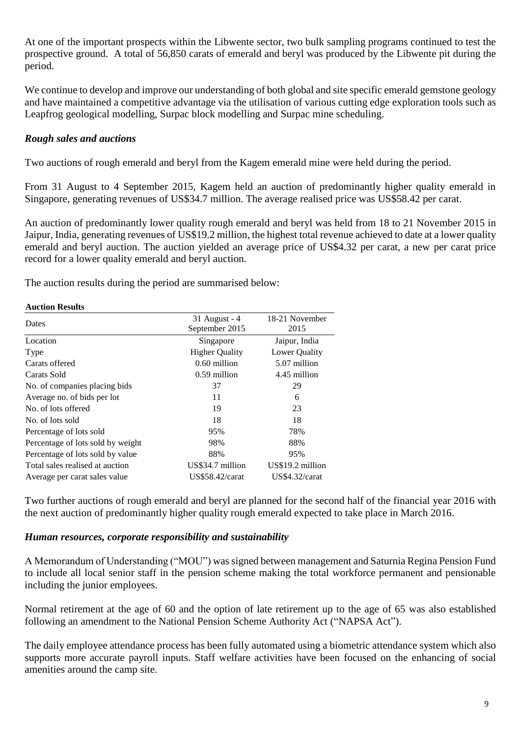At one of the important prospects within the Libwente sector, two bulk sampling programs continued to test the prospective ground. A total of 56,850 carats of emerald and beryl was produced by the Libwente pit during the period.

We continue to develop and improve our understanding of both global and site specific emerald gemstone geology and have maintained a competitive advantage via the utilisation of various cutting edge exploration tools such as Leapfrog geological modelling, Surpac block modelling and Surpac mine scheduling.

### *Rough sales and auctions*

Two auctions of rough emerald and beryl from the Kagem emerald mine were held during the period.

From 31 August to 4 September 2015, Kagem held an auction of predominantly higher quality emerald in Singapore, generating revenues of US$34.7 million. The average realised price was US$58.42 per carat.

An auction of predominantly lower quality rough emerald and beryl was held from 18 to 21 November 2015 in Jaipur, India, generating revenues of US$19.2 million, the highest total revenue achieved to date at a lower quality emerald and beryl auction. The auction yielded an average price of US$4.32 per carat, a new per carat price record for a lower quality emerald and beryl auction.

The auction results during the period are summarised below:

**Auction Results**

| Dates | 31 August - 4 September 2015 | 18-21 November 2015 |
|---|---|---|
| Location | Singapore | Jaipur, India |
| Type | Higher Quality | Lower Quality |
| Carats offered | 0.60 million | 5.07 million |
| Carats Sold | 0.59 million | 4.45 million |
| No. of companies placing bids | 37 | 29 |
| Average no. of bids per lot | 11 | 6 |
| No. of lots offered | 19 | 23 |
| No. of lots sold | 18 | 18 |
| Percentage of lots sold | 95% | 78% |
| Percentage of lots sold by weight | 98% | 88% |
| Percentage of lots sold by value | 88% | 95% |
| Total sales realised at auction | US$34.7 million | US$19.2 million |
| Average per carat sales value | US$58.42/carat | US$4.32/carat |

Two further auctions of rough emerald and beryl are planned for the second half of the financial year 2016 with the next auction of predominantly higher quality rough emerald expected to take place in March 2016.

### *Human resources, corporate responsibility and sustainability*

A Memorandum of Understanding ("MOU") was signed between management and Saturnia Regina Pension Fund to include all local senior staff in the pension scheme making the total workforce permanent and pensionable including the junior employees.

Normal retirement at the age of 60 and the option of late retirement up to the age of 65 was also established following an amendment to the National Pension Scheme Authority Act ("NAPSA Act").

The daily employee attendance process has been fully automated using a biometric attendance system which also supports more accurate payroll inputs. Staff welfare activities have been focused on the enhancing of social amenities around the camp site.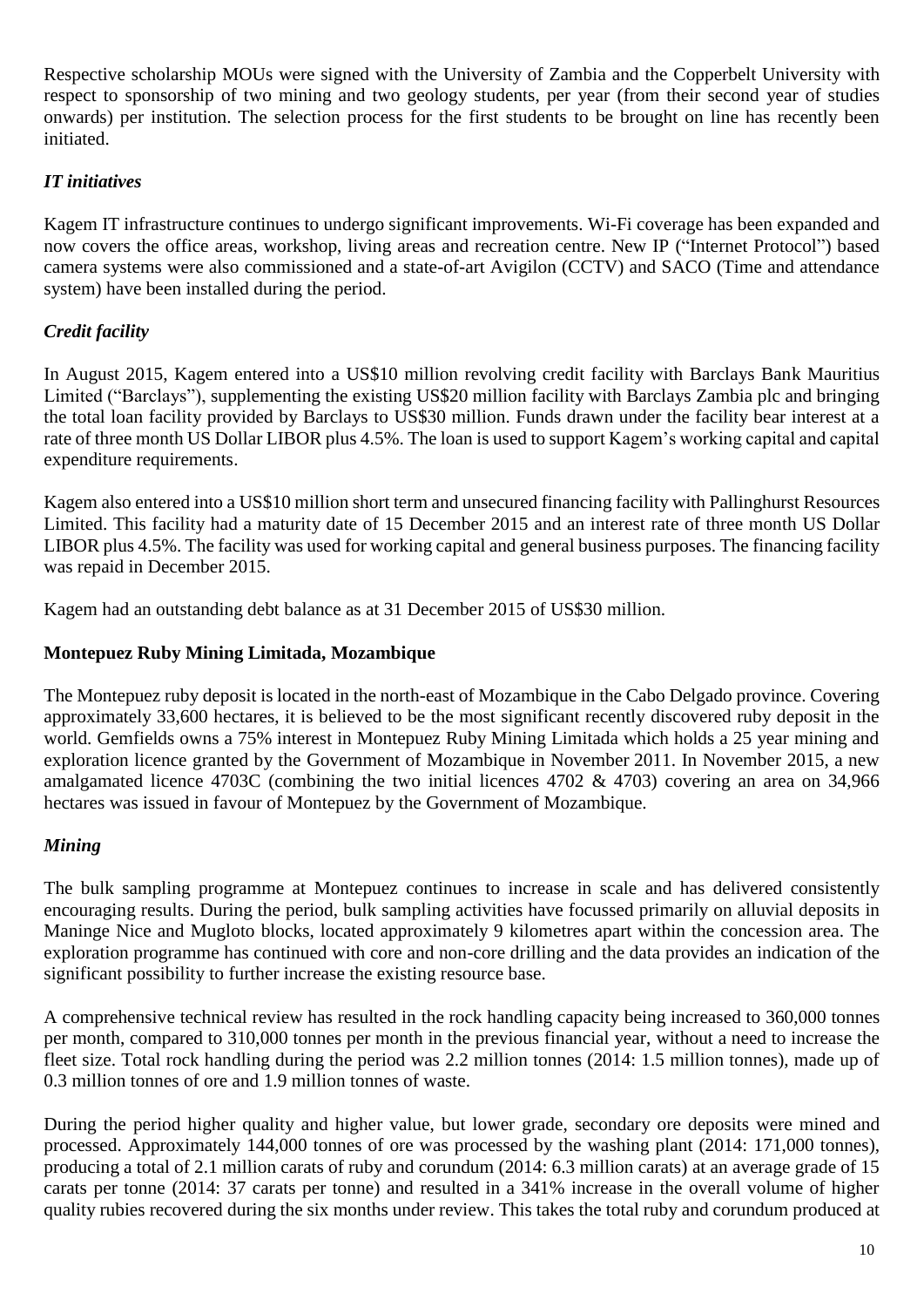Respective scholarship MOUs were signed with the University of Zambia and the Copperbelt University with respect to sponsorship of two mining and two geology students, per year (from their second year of studies onwards) per institution. The selection process for the first students to be brought on line has recently been initiated.

### *IT initiatives*

Kagem IT infrastructure continues to undergo significant improvements. Wi-Fi coverage has been expanded and now covers the office areas, workshop, living areas and recreation centre. New IP ("Internet Protocol") based camera systems were also commissioned and a state-of-art Avigilon (CCTV) and SACO (Time and attendance system) have been installed during the period.

### *Credit facility*

In August 2015, Kagem entered into a US$10 million revolving credit facility with Barclays Bank Mauritius Limited ("Barclays"), supplementing the existing US$20 million facility with Barclays Zambia plc and bringing the total loan facility provided by Barclays to US$30 million. Funds drawn under the facility bear interest at a rate of three month US Dollar LIBOR plus 4.5%. The loan is used to support Kagem's working capital and capital expenditure requirements.

Kagem also entered into a US$10 million short term and unsecured financing facility with Pallinghurst Resources Limited. This facility had a maturity date of 15 December 2015 and an interest rate of three month US Dollar LIBOR plus 4.5%. The facility was used for working capital and general business purposes. The financing facility was repaid in December 2015.

Kagem had an outstanding debt balance as at 31 December 2015 of US$30 million.

## **Montepuez Ruby Mining Limitada, Mozambique**

The Montepuez ruby deposit is located in the north-east of Mozambique in the Cabo Delgado province. Covering approximately 33,600 hectares, it is believed to be the most significant recently discovered ruby deposit in the world. Gemfields owns a 75% interest in Montepuez Ruby Mining Limitada which holds a 25 year mining and exploration licence granted by the Government of Mozambique in November 2011. In November 2015, a new amalgamated licence 4703C (combining the two initial licences 4702 & 4703) covering an area on 34,966 hectares was issued in favour of Montepuez by the Government of Mozambique.

### *Mining*

The bulk sampling programme at Montepuez continues to increase in scale and has delivered consistently encouraging results. During the period, bulk sampling activities have focussed primarily on alluvial deposits in Maninge Nice and Mugloto blocks, located approximately 9 kilometres apart within the concession area. The exploration programme has continued with core and non-core drilling and the data provides an indication of the significant possibility to further increase the existing resource base.

A comprehensive technical review has resulted in the rock handling capacity being increased to 360,000 tonnes per month, compared to 310,000 tonnes per month in the previous financial year, without a need to increase the fleet size. Total rock handling during the period was 2.2 million tonnes (2014: 1.5 million tonnes), made up of 0.3 million tonnes of ore and 1.9 million tonnes of waste.

During the period higher quality and higher value, but lower grade, secondary ore deposits were mined and processed. Approximately 144,000 tonnes of ore was processed by the washing plant (2014: 171,000 tonnes), producing a total of 2.1 million carats of ruby and corundum (2014: 6.3 million carats) at an average grade of 15 carats per tonne (2014: 37 carats per tonne) and resulted in a 341% increase in the overall volume of higher quality rubies recovered during the six months under review. This takes the total ruby and corundum produced at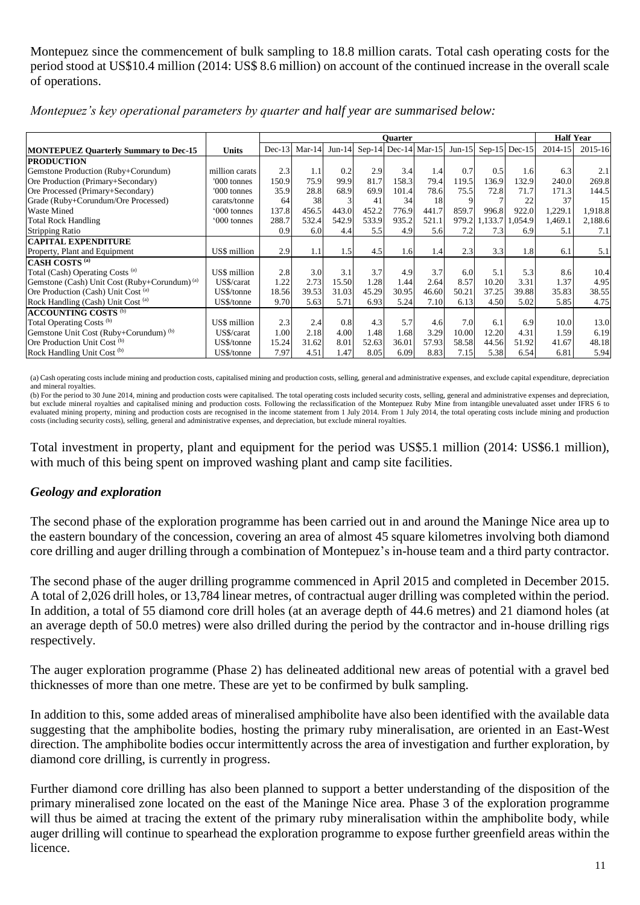Montepuez since the commencement of bulk sampling to 18.8 million carats. Total cash operating costs for the period stood at US$10.4 million (2014: US$ 8.6 million) on account of the continued increase in the overall scale of operations.

*Montepuez's key operational parameters by quarter and half year are summarised below:*

| | | Quarter | | | | | | | | | Half Year | |
|---|---|---|---|---|---|---|---|---|---|---|---|---|
| **MONTEPUEZ Quarterly Summary to Dec-15** | **Units** | Dec-13 | Mar-14 | Jun-14 | Sep-14 | Dec-14 | Mar-15 | Jun-15 | Sep-15 | Dec-15 | 2014-15 | 2015-16 |
| **PRODUCTION** | | | | | | | | | | | | |
| Gemstone Production (Ruby+Corundum) | million carats | 2.3 | 1.1 | 0.2 | 2.9 | 3.4 | 1.4 | 0.7 | 0.5 | 1.6 | 6.3 | 2.1 |
| Ore Production (Primary+Secondary) | '000 tonnes | 150.9 | 75.9 | 99.9 | 81.7 | 158.3 | 79.4 | 119.5 | 136.9 | 132.9 | 240.0 | 269.8 |
| Ore Processed (Primary+Secondary) | '000 tonnes | 35.9 | 28.8 | 68.9 | 69.9 | 101.4 | 78.6 | 75.5 | 72.8 | 71.7 | 171.3 | 144.5 |
| Grade (Ruby+Corundum/Ore Processed) | carats/tonne | 64 | 38 | 3 | 41 | 34 | 18 | 9 | 7 | 22 | 37 | 15 |
| Waste Mined | '000 tonnes | 137.8 | 456.5 | 443.0 | 452.2 | 776.9 | 441.7 | 859.7 | 996.8 | 922.0 | 1,229.1 | 1,918.8 |
| Total Rock Handling | '000 tonnes | 288.7 | 532.4 | 542.9 | 533.9 | 935.2 | 521.1 | 979.2 | 1,133.7 | 1,054.9 | 1,469.1 | 2,188.6 |
| Stripping Ratio | | 0.9 | 6.0 | 4.4 | 5.5 | 4.9 | 5.6 | 7.2 | 7.3 | 6.9 | 5.1 | 7.1 |
| **CAPITAL EXPENDITURE** | | | | | | | | | | | | |
| Property, Plant and Equipment | US$ million | 2.9 | 1.1 | 1.5 | 4.5 | 1.6 | 1.4 | 2.3 | 3.3 | 1.8 | 6.1 | 5.1 |
| **CASH COSTS (a)** | | | | | | | | | | | | |
| Total (Cash) Operating Costs (a) | US$ million | 2.8 | 3.0 | 3.1 | 3.7 | 4.9 | 3.7 | 6.0 | 5.1 | 5.3 | 8.6 | 10.4 |
| Gemstone (Cash) Unit Cost (Ruby+Corundum) (a) | US$/carat | 1.22 | 2.73 | 15.50 | 1.28 | 1.44 | 2.64 | 8.57 | 10.20 | 3.31 | 1.37 | 4.95 |
| Ore Production (Cash) Unit Cost (a) | US$/tonne | 18.56 | 39.53 | 31.03 | 45.29 | 30.95 | 46.60 | 50.21 | 37.25 | 39.88 | 35.83 | 38.55 |
| Rock Handling (Cash) Unit Cost (a) | US$/tonne | 9.70 | 5.63 | 5.71 | 6.93 | 5.24 | 7.10 | 6.13 | 4.50 | 5.02 | 5.85 | 4.75 |
| **ACCOUNTING COSTS (b)** | | | | | | | | | | | | |
| Total Operating Costs (b) | US$ million | 2.3 | 2.4 | 0.8 | 4.3 | 5.7 | 4.6 | 7.0 | 6.1 | 6.9 | 10.0 | 13.0 |
| Gemstone Unit Cost (Ruby+Corundum) (b) | US$/carat | 1.00 | 2.18 | 4.00 | 1.48 | 1.68 | 3.29 | 10.00 | 12.20 | 4.31 | 1.59 | 6.19 |
| Ore Production Unit Cost (b) | US$/tonne | 15.24 | 31.62 | 8.01 | 52.63 | 36.01 | 57.93 | 58.58 | 44.56 | 51.92 | 41.67 | 48.18 |
| Rock Handling Unit Cost (b) | US$/tonne | 7.97 | 4.51 | 1.47 | 8.05 | 6.09 | 8.83 | 7.15 | 5.38 | 6.54 | 6.81 | 5.94 |

(a) Cash operating costs include mining and production costs, capitalised mining and production costs, selling, general and administrative expenses, and exclude capital expenditure, depreciation and mineral royalties.
(b) For the period to 30 June 2014, mining and production costs were capitalised. The total operating costs included security costs, selling, general and administrative expenses and depreciation, but exclude mineral royalties and capitalised mining and production costs. Following the reclassification of the Montepuez Ruby Mine from intangible unevaluated asset under IFRS 6 to evaluated mining property, mining and production costs are recognised in the income statement from 1 July 2014. From 1 July 2014, the total operating costs include mining and production costs (including security costs), selling, general and administrative expenses, and depreciation, but exclude mineral royalties.

Total investment in property, plant and equipment for the period was US$5.1 million (2014: US$6.1 million), with much of this being spent on improved washing plant and camp site facilities.

### *Geology and exploration*

The second phase of the exploration programme has been carried out in and around the Maninge Nice area up to the eastern boundary of the concession, covering an area of almost 45 square kilometres involving both diamond core drilling and auger drilling through a combination of Montepuez's in-house team and a third party contractor.

The second phase of the auger drilling programme commenced in April 2015 and completed in December 2015. A total of 2,026 drill holes, or 13,784 linear metres, of contractual auger drilling was completed within the period. In addition, a total of 55 diamond core drill holes (at an average depth of 44.6 metres) and 21 diamond holes (at an average depth of 50.0 metres) were also drilled during the period by the contractor and in-house drilling rigs respectively.

The auger exploration programme (Phase 2) has delineated additional new areas of potential with a gravel bed thicknesses of more than one metre. These are yet to be confirmed by bulk sampling.

In addition to this, some added areas of mineralised amphibolite have also been identified with the available data suggesting that the amphibolite bodies, hosting the primary ruby mineralisation, are oriented in an East-West direction. The amphibolite bodies occur intermittently across the area of investigation and further exploration, by diamond core drilling, is currently in progress.

Further diamond core drilling has also been planned to support a better understanding of the disposition of the primary mineralised zone located on the east of the Maninge Nice area. Phase 3 of the exploration programme will thus be aimed at tracing the extent of the primary ruby mineralisation within the amphibolite body, while auger drilling will continue to spearhead the exploration programme to expose further greenfield areas within the licence.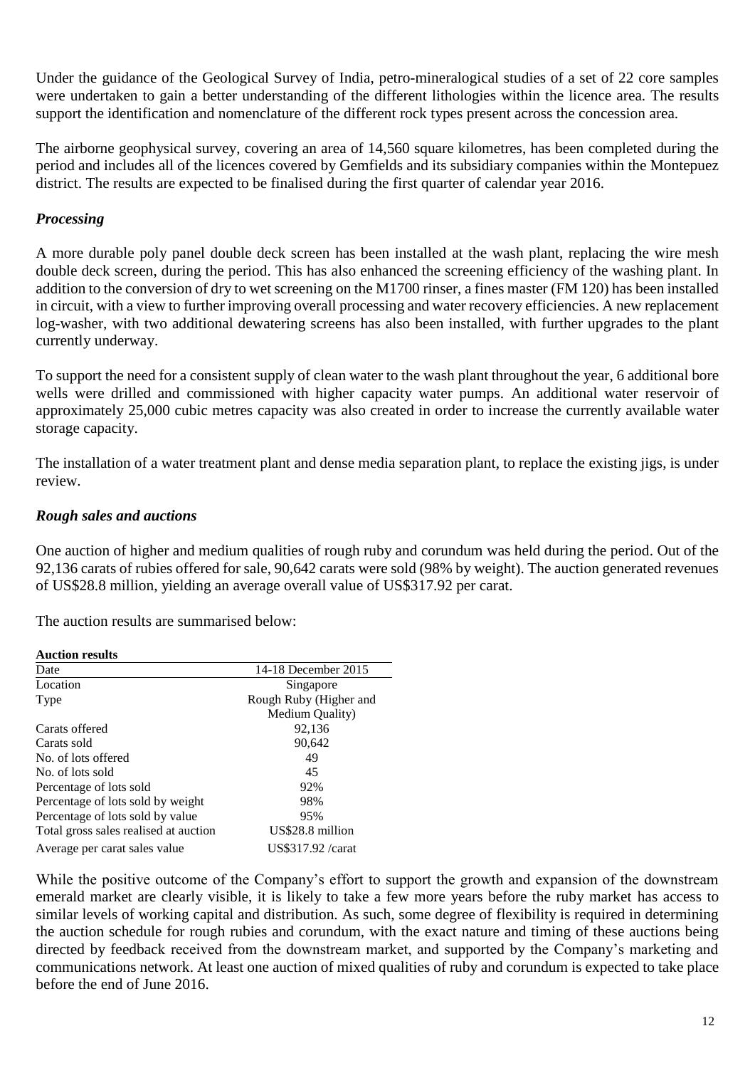Under the guidance of the Geological Survey of India, petro-mineralogical studies of a set of 22 core samples were undertaken to gain a better understanding of the different lithologies within the licence area. The results support the identification and nomenclature of the different rock types present across the concession area.

The airborne geophysical survey, covering an area of 14,560 square kilometres, has been completed during the period and includes all of the licences covered by Gemfields and its subsidiary companies within the Montepuez district. The results are expected to be finalised during the first quarter of calendar year 2016.

### *Processing*

A more durable poly panel double deck screen has been installed at the wash plant, replacing the wire mesh double deck screen, during the period. This has also enhanced the screening efficiency of the washing plant. In addition to the conversion of dry to wet screening on the M1700 rinser, a fines master (FM 120) has been installed in circuit, with a view to further improving overall processing and water recovery efficiencies. A new replacement log-washer, with two additional dewatering screens has also been installed, with further upgrades to the plant currently underway.

To support the need for a consistent supply of clean water to the wash plant throughout the year, 6 additional bore wells were drilled and commissioned with higher capacity water pumps. An additional water reservoir of approximately 25,000 cubic metres capacity was also created in order to increase the currently available water storage capacity.

The installation of a water treatment plant and dense media separation plant, to replace the existing jigs, is under review.

### *Rough sales and auctions*

One auction of higher and medium qualities of rough ruby and corundum was held during the period. Out of the 92,136 carats of rubies offered for sale, 90,642 carats were sold (98% by weight). The auction generated revenues of US$28.8 million, yielding an average overall value of US$317.92 per carat.

The auction results are summarised below:

**Auction results**

| Date | 14-18 December 2015 |
|---|---|
| Location | Singapore |
| Type | Rough Ruby (Higher and Medium Quality) |
| Carats offered | 92,136 |
| Carats sold | 90,642 |
| No. of lots offered | 49 |
| No. of lots sold | 45 |
| Percentage of lots sold | 92% |
| Percentage of lots sold by weight | 98% |
| Percentage of lots sold by value | 95% |
| Total gross sales realised at auction | US$28.8 million |
| Average per carat sales value | US$317.92 /carat |

While the positive outcome of the Company's effort to support the growth and expansion of the downstream emerald market are clearly visible, it is likely to take a few more years before the ruby market has access to similar levels of working capital and distribution. As such, some degree of flexibility is required in determining the auction schedule for rough rubies and corundum, with the exact nature and timing of these auctions being directed by feedback received from the downstream market, and supported by the Company's marketing and communications network. At least one auction of mixed qualities of ruby and corundum is expected to take place before the end of June 2016.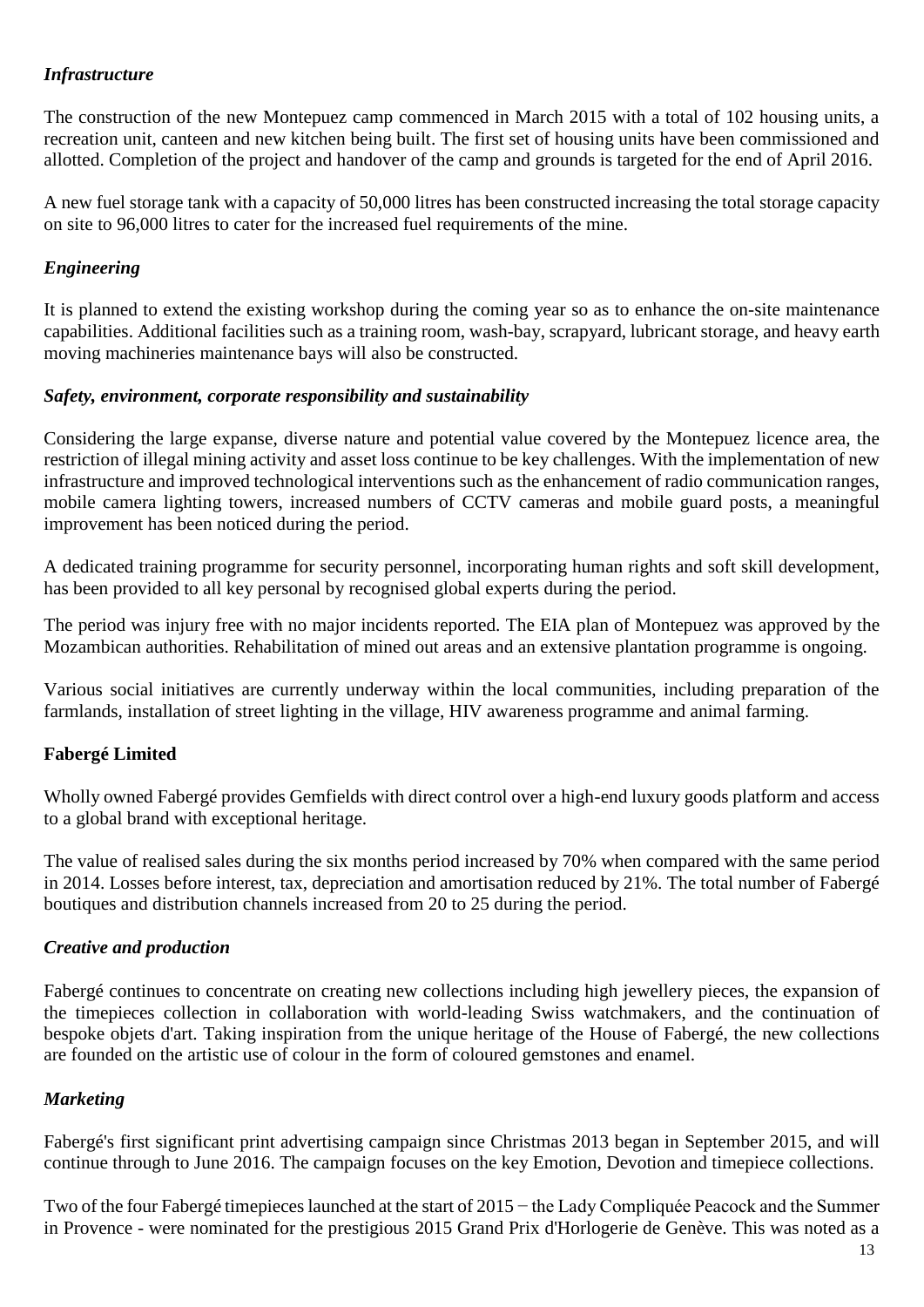*Infrastructure*

The construction of the new Montepuez camp commenced in March 2015 with a total of 102 housing units, a recreation unit, canteen and new kitchen being built. The first set of housing units have been commissioned and allotted. Completion of the project and handover of the camp and grounds is targeted for the end of April 2016.

A new fuel storage tank with a capacity of 50,000 litres has been constructed increasing the total storage capacity on site to 96,000 litres to cater for the increased fuel requirements of the mine.

*Engineering*

It is planned to extend the existing workshop during the coming year so as to enhance the on-site maintenance capabilities. Additional facilities such as a training room, wash-bay, scrapyard, lubricant storage, and heavy earth moving machineries maintenance bays will also be constructed.

*Safety, environment, corporate responsibility and sustainability*

Considering the large expanse, diverse nature and potential value covered by the Montepuez licence area, the restriction of illegal mining activity and asset loss continue to be key challenges. With the implementation of new infrastructure and improved technological interventions such as the enhancement of radio communication ranges, mobile camera lighting towers, increased numbers of CCTV cameras and mobile guard posts, a meaningful improvement has been noticed during the period.

A dedicated training programme for security personnel, incorporating human rights and soft skill development, has been provided to all key personal by recognised global experts during the period.

The period was injury free with no major incidents reported. The EIA plan of Montepuez was approved by the Mozambican authorities. Rehabilitation of mined out areas and an extensive plantation programme is ongoing.

Various social initiatives are currently underway within the local communities, including preparation of the farmlands, installation of street lighting in the village, HIV awareness programme and animal farming.

**Fabergé Limited**

Wholly owned Fabergé provides Gemfields with direct control over a high-end luxury goods platform and access to a global brand with exceptional heritage.

The value of realised sales during the six months period increased by 70% when compared with the same period in 2014. Losses before interest, tax, depreciation and amortisation reduced by 21%. The total number of Fabergé boutiques and distribution channels increased from 20 to 25 during the period.

*Creative and production*

Fabergé continues to concentrate on creating new collections including high jewellery pieces, the expansion of the timepieces collection in collaboration with world-leading Swiss watchmakers, and the continuation of bespoke objets d'art. Taking inspiration from the unique heritage of the House of Fabergé, the new collections are founded on the artistic use of colour in the form of coloured gemstones and enamel.

*Marketing*

Fabergé's first significant print advertising campaign since Christmas 2013 began in September 2015, and will continue through to June 2016. The campaign focuses on the key Emotion, Devotion and timepiece collections.

Two of the four Fabergé timepieces launched at the start of 2015 − the Lady Compliquée Peacock and the Summer in Provence - were nominated for the prestigious 2015 Grand Prix d'Horlogerie de Genève. This was noted as a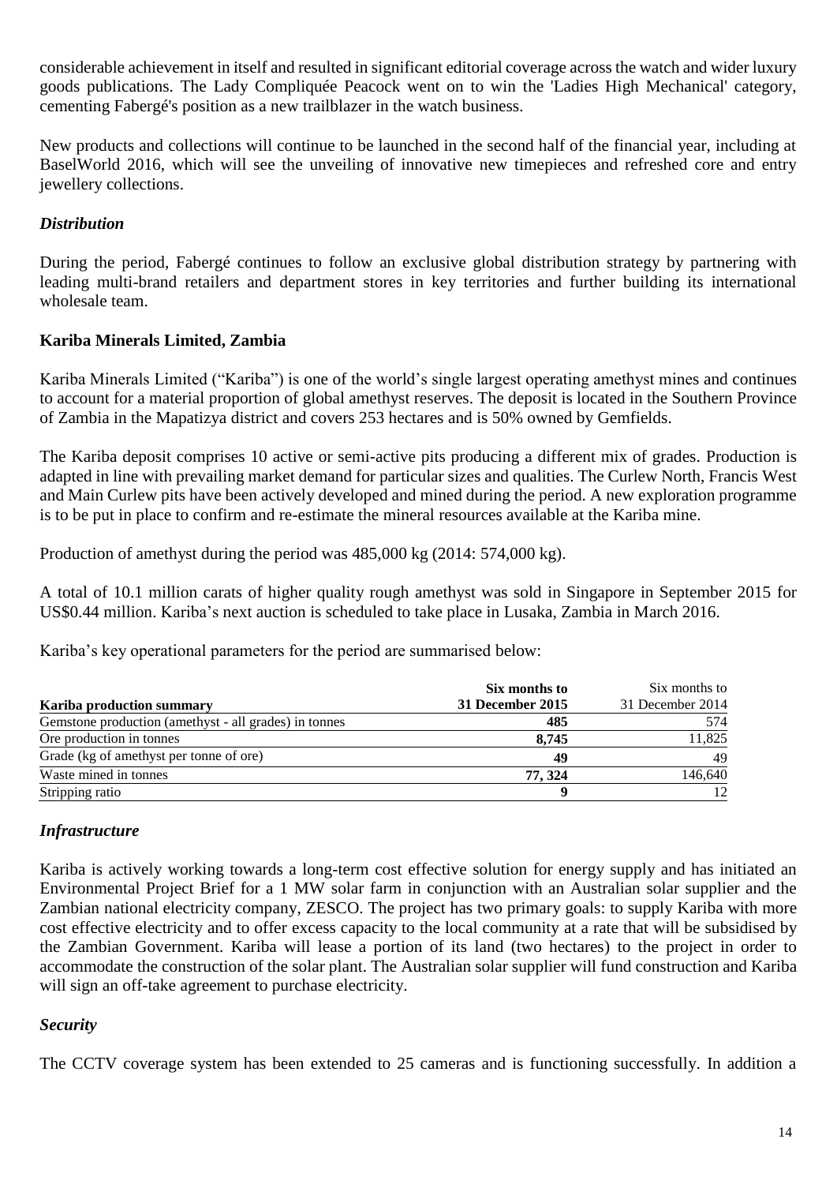considerable achievement in itself and resulted in significant editorial coverage across the watch and wider luxury goods publications. The Lady Compliquée Peacock went on to win the 'Ladies High Mechanical' category, cementing Fabergé's position as a new trailblazer in the watch business.

New products and collections will continue to be launched in the second half of the financial year, including at BaselWorld 2016, which will see the unveiling of innovative new timepieces and refreshed core and entry jewellery collections.

### *Distribution*

During the period, Fabergé continues to follow an exclusive global distribution strategy by partnering with leading multi-brand retailers and department stores in key territories and further building its international wholesale team.

## **Kariba Minerals Limited, Zambia**

Kariba Minerals Limited ("Kariba") is one of the world's single largest operating amethyst mines and continues to account for a material proportion of global amethyst reserves. The deposit is located in the Southern Province of Zambia in the Mapatizya district and covers 253 hectares and is 50% owned by Gemfields.

The Kariba deposit comprises 10 active or semi-active pits producing a different mix of grades. Production is adapted in line with prevailing market demand for particular sizes and qualities. The Curlew North, Francis West and Main Curlew pits have been actively developed and mined during the period. A new exploration programme is to be put in place to confirm and re-estimate the mineral resources available at the Kariba mine.

Production of amethyst during the period was 485,000 kg (2014: 574,000 kg).

A total of 10.1 million carats of higher quality rough amethyst was sold in Singapore in September 2015 for US$0.44 million. Kariba's next auction is scheduled to take place in Lusaka, Zambia in March 2016.

Kariba's key operational parameters for the period are summarised below:

| Kariba production summary | **Six months to 31 December 2015** | Six months to 31 December 2014 |
|---|---|---|
| Gemstone production (amethyst - all grades) in tonnes | **485** | 574 |
| Ore production in tonnes | **8,745** | 11,825 |
| Grade (kg of amethyst per tonne of ore) | **49** | 49 |
| Waste mined in tonnes | **77, 324** | 146,640 |
| Stripping ratio | **9** | 12 |

### *Infrastructure*

Kariba is actively working towards a long-term cost effective solution for energy supply and has initiated an Environmental Project Brief for a 1 MW solar farm in conjunction with an Australian solar supplier and the Zambian national electricity company, ZESCO. The project has two primary goals: to supply Kariba with more cost effective electricity and to offer excess capacity to the local community at a rate that will be subsidised by the Zambian Government. Kariba will lease a portion of its land (two hectares) to the project in order to accommodate the construction of the solar plant. The Australian solar supplier will fund construction and Kariba will sign an off-take agreement to purchase electricity.

### *Security*

The CCTV coverage system has been extended to 25 cameras and is functioning successfully. In addition a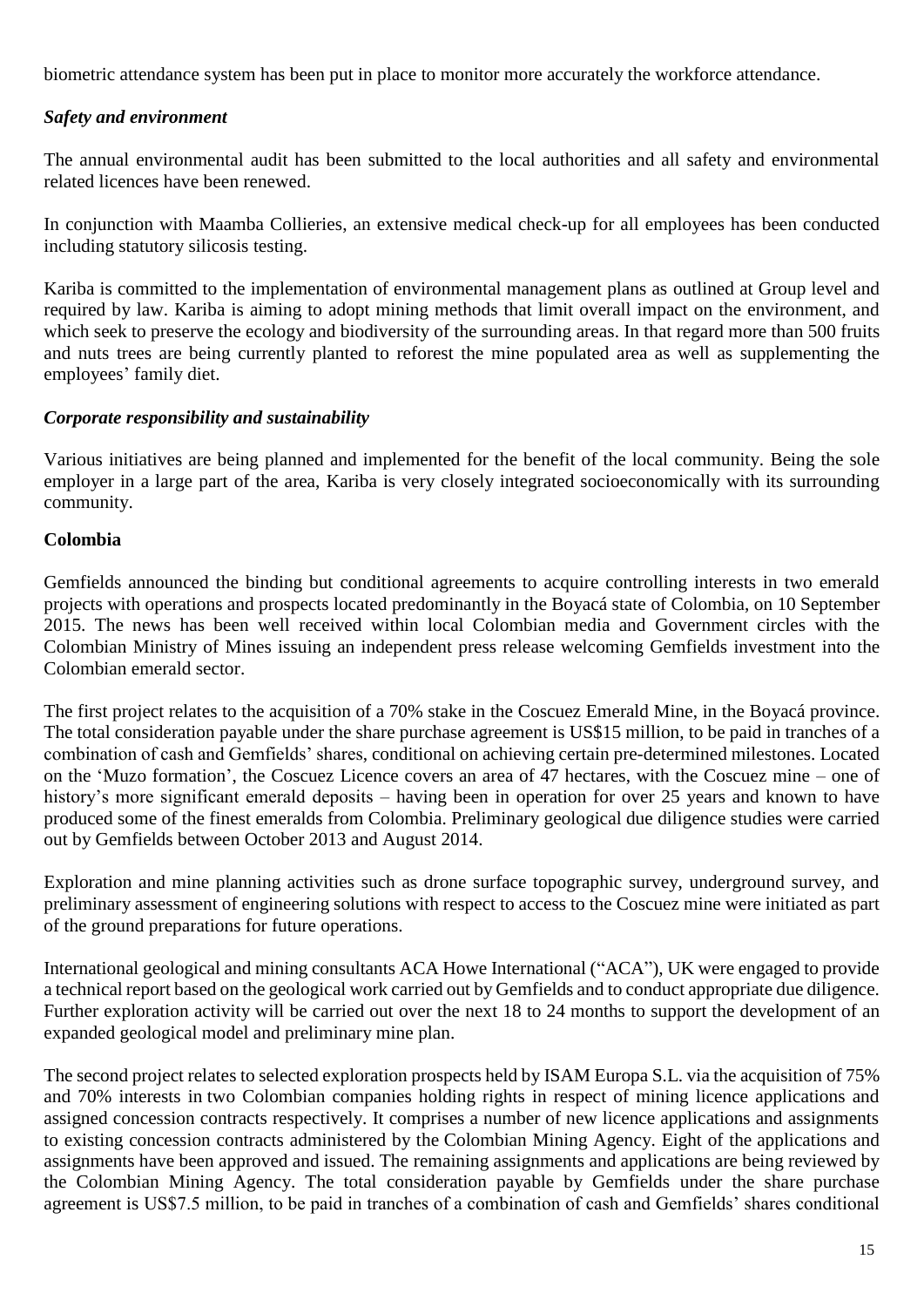biometric attendance system has been put in place to monitor more accurately the workforce attendance.

### *Safety and environment*

The annual environmental audit has been submitted to the local authorities and all safety and environmental related licences have been renewed.

In conjunction with Maamba Collieries, an extensive medical check-up for all employees has been conducted including statutory silicosis testing.

Kariba is committed to the implementation of environmental management plans as outlined at Group level and required by law. Kariba is aiming to adopt mining methods that limit overall impact on the environment, and which seek to preserve the ecology and biodiversity of the surrounding areas. In that regard more than 500 fruits and nuts trees are being currently planted to reforest the mine populated area as well as supplementing the employees' family diet.

### *Corporate responsibility and sustainability*

Various initiatives are being planned and implemented for the benefit of the local community. Being the sole employer in a large part of the area, Kariba is very closely integrated socioeconomically with its surrounding community.

## Colombia

Gemfields announced the binding but conditional agreements to acquire controlling interests in two emerald projects with operations and prospects located predominantly in the Boyacá state of Colombia, on 10 September 2015. The news has been well received within local Colombian media and Government circles with the Colombian Ministry of Mines issuing an independent press release welcoming Gemfields investment into the Colombian emerald sector.

The first project relates to the acquisition of a 70% stake in the Coscuez Emerald Mine, in the Boyacá province. The total consideration payable under the share purchase agreement is US$15 million, to be paid in tranches of a combination of cash and Gemfields' shares, conditional on achieving certain pre-determined milestones. Located on the 'Muzo formation', the Coscuez Licence covers an area of 47 hectares, with the Coscuez mine – one of history's more significant emerald deposits – having been in operation for over 25 years and known to have produced some of the finest emeralds from Colombia. Preliminary geological due diligence studies were carried out by Gemfields between October 2013 and August 2014.

Exploration and mine planning activities such as drone surface topographic survey, underground survey, and preliminary assessment of engineering solutions with respect to access to the Coscuez mine were initiated as part of the ground preparations for future operations.

International geological and mining consultants ACA Howe International ("ACA"), UK were engaged to provide a technical report based on the geological work carried out by Gemfields and to conduct appropriate due diligence. Further exploration activity will be carried out over the next 18 to 24 months to support the development of an expanded geological model and preliminary mine plan.

The second project relates to selected exploration prospects held by ISAM Europa S.L. via the acquisition of 75% and 70% interests in two Colombian companies holding rights in respect of mining licence applications and assigned concession contracts respectively. It comprises a number of new licence applications and assignments to existing concession contracts administered by the Colombian Mining Agency. Eight of the applications and assignments have been approved and issued. The remaining assignments and applications are being reviewed by the Colombian Mining Agency. The total consideration payable by Gemfields under the share purchase agreement is US$7.5 million, to be paid in tranches of a combination of cash and Gemfields' shares conditional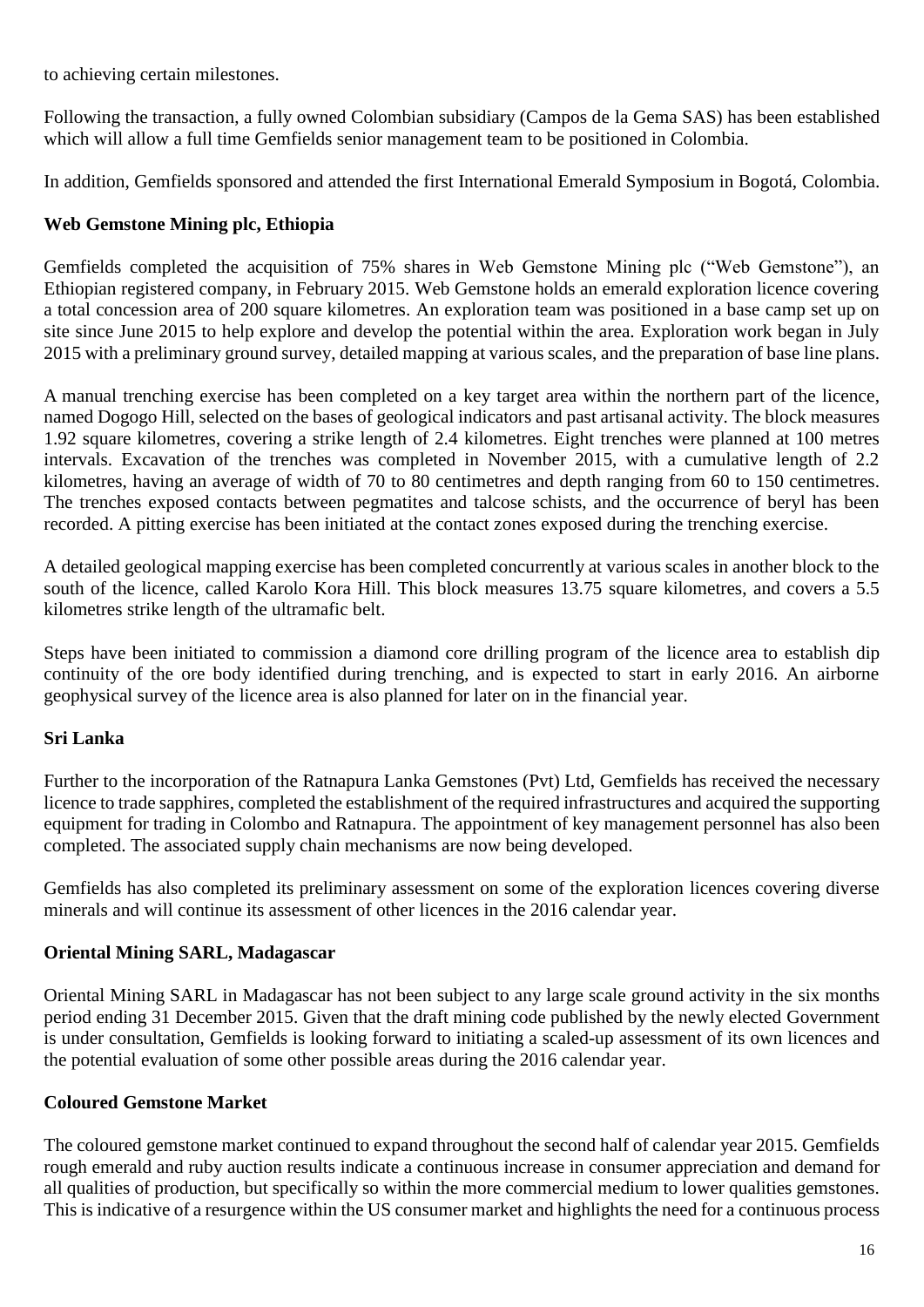to achieving certain milestones.

Following the transaction, a fully owned Colombian subsidiary (Campos de la Gema SAS) has been established which will allow a full time Gemfields senior management team to be positioned in Colombia.

In addition, Gemfields sponsored and attended the first International Emerald Symposium in Bogotá, Colombia.

**Web Gemstone Mining plc, Ethiopia**

Gemfields completed the acquisition of 75% shares in Web Gemstone Mining plc ("Web Gemstone"), an Ethiopian registered company, in February 2015. Web Gemstone holds an emerald exploration licence covering a total concession area of 200 square kilometres. An exploration team was positioned in a base camp set up on site since June 2015 to help explore and develop the potential within the area. Exploration work began in July 2015 with a preliminary ground survey, detailed mapping at various scales, and the preparation of base line plans.

A manual trenching exercise has been completed on a key target area within the northern part of the licence, named Dogogo Hill, selected on the bases of geological indicators and past artisanal activity. The block measures 1.92 square kilometres, covering a strike length of 2.4 kilometres. Eight trenches were planned at 100 metres intervals. Excavation of the trenches was completed in November 2015, with a cumulative length of 2.2 kilometres, having an average of width of 70 to 80 centimetres and depth ranging from 60 to 150 centimetres. The trenches exposed contacts between pegmatites and talcose schists, and the occurrence of beryl has been recorded. A pitting exercise has been initiated at the contact zones exposed during the trenching exercise.

A detailed geological mapping exercise has been completed concurrently at various scales in another block to the south of the licence, called Karolo Kora Hill. This block measures 13.75 square kilometres, and covers a 5.5 kilometres strike length of the ultramafic belt.

Steps have been initiated to commission a diamond core drilling program of the licence area to establish dip continuity of the ore body identified during trenching, and is expected to start in early 2016. An airborne geophysical survey of the licence area is also planned for later on in the financial year.

**Sri Lanka**

Further to the incorporation of the Ratnapura Lanka Gemstones (Pvt) Ltd, Gemfields has received the necessary licence to trade sapphires, completed the establishment of the required infrastructures and acquired the supporting equipment for trading in Colombo and Ratnapura. The appointment of key management personnel has also been completed. The associated supply chain mechanisms are now being developed.

Gemfields has also completed its preliminary assessment on some of the exploration licences covering diverse minerals and will continue its assessment of other licences in the 2016 calendar year.

**Oriental Mining SARL, Madagascar**

Oriental Mining SARL in Madagascar has not been subject to any large scale ground activity in the six months period ending 31 December 2015. Given that the draft mining code published by the newly elected Government is under consultation, Gemfields is looking forward to initiating a scaled-up assessment of its own licences and the potential evaluation of some other possible areas during the 2016 calendar year.

**Coloured Gemstone Market**

The coloured gemstone market continued to expand throughout the second half of calendar year 2015. Gemfields rough emerald and ruby auction results indicate a continuous increase in consumer appreciation and demand for all qualities of production, but specifically so within the more commercial medium to lower qualities gemstones. This is indicative of a resurgence within the US consumer market and highlights the need for a continuous process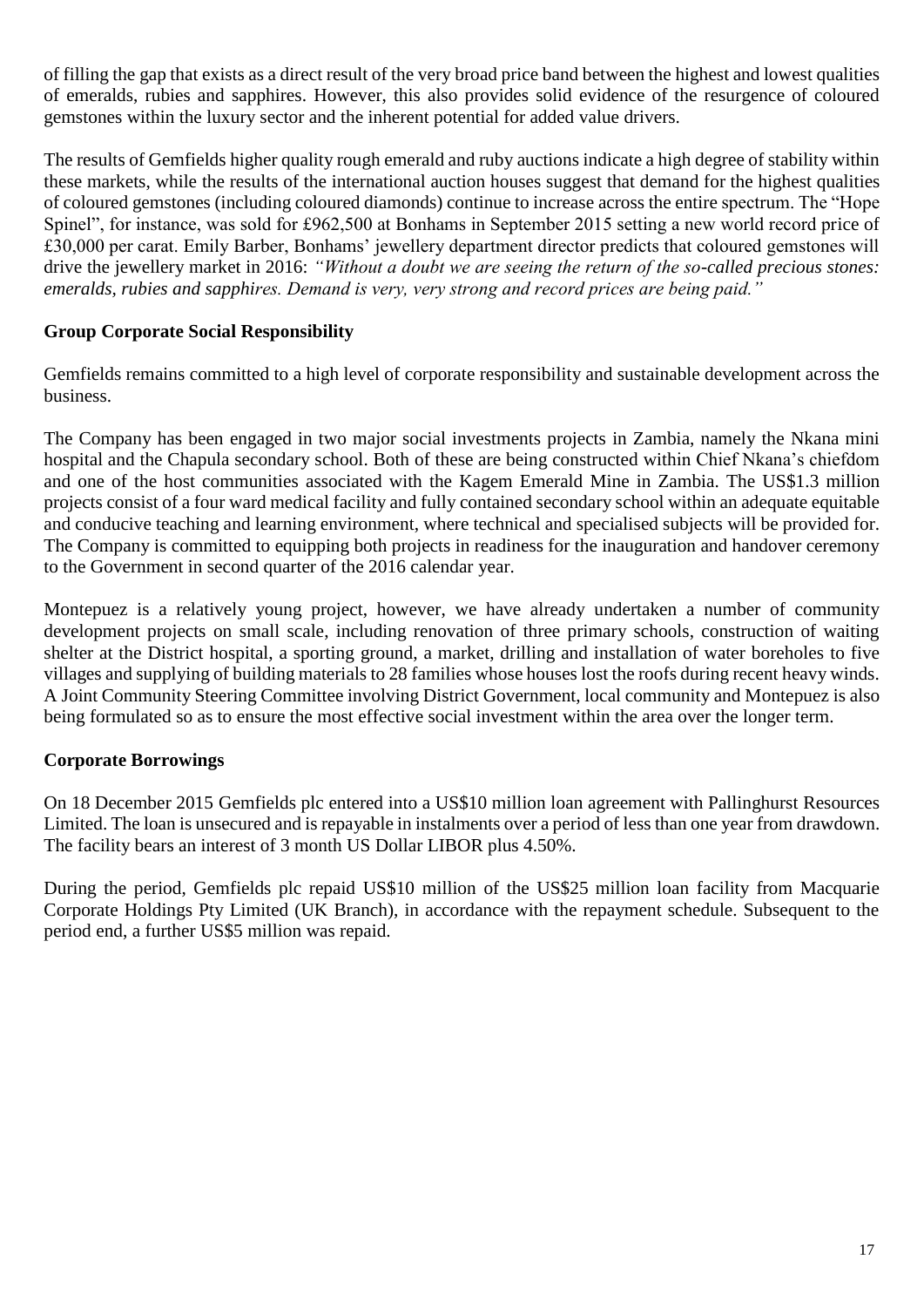of filling the gap that exists as a direct result of the very broad price band between the highest and lowest qualities of emeralds, rubies and sapphires. However, this also provides solid evidence of the resurgence of coloured gemstones within the luxury sector and the inherent potential for added value drivers.

The results of Gemfields higher quality rough emerald and ruby auctions indicate a high degree of stability within these markets, while the results of the international auction houses suggest that demand for the highest qualities of coloured gemstones (including coloured diamonds) continue to increase across the entire spectrum. The "Hope Spinel", for instance, was sold for £962,500 at Bonhams in September 2015 setting a new world record price of £30,000 per carat. Emily Barber, Bonhams' jewellery department director predicts that coloured gemstones will drive the jewellery market in 2016: *"Without a doubt we are seeing the return of the so-called precious stones: emeralds, rubies and sapphires. Demand is very, very strong and record prices are being paid."*

## Group Corporate Social Responsibility

Gemfields remains committed to a high level of corporate responsibility and sustainable development across the business.

The Company has been engaged in two major social investments projects in Zambia, namely the Nkana mini hospital and the Chapula secondary school. Both of these are being constructed within Chief Nkana's chiefdom and one of the host communities associated with the Kagem Emerald Mine in Zambia. The US$1.3 million projects consist of a four ward medical facility and fully contained secondary school within an adequate equitable and conducive teaching and learning environment, where technical and specialised subjects will be provided for. The Company is committed to equipping both projects in readiness for the inauguration and handover ceremony to the Government in second quarter of the 2016 calendar year.

Montepuez is a relatively young project, however, we have already undertaken a number of community development projects on small scale, including renovation of three primary schools, construction of waiting shelter at the District hospital, a sporting ground, a market, drilling and installation of water boreholes to five villages and supplying of building materials to 28 families whose houses lost the roofs during recent heavy winds. A Joint Community Steering Committee involving District Government, local community and Montepuez is also being formulated so as to ensure the most effective social investment within the area over the longer term.

## Corporate Borrowings

On 18 December 2015 Gemfields plc entered into a US$10 million loan agreement with Pallinghurst Resources Limited. The loan is unsecured and is repayable in instalments over a period of less than one year from drawdown. The facility bears an interest of 3 month US Dollar LIBOR plus 4.50%.

During the period, Gemfields plc repaid US$10 million of the US$25 million loan facility from Macquarie Corporate Holdings Pty Limited (UK Branch), in accordance with the repayment schedule. Subsequent to the period end, a further US$5 million was repaid.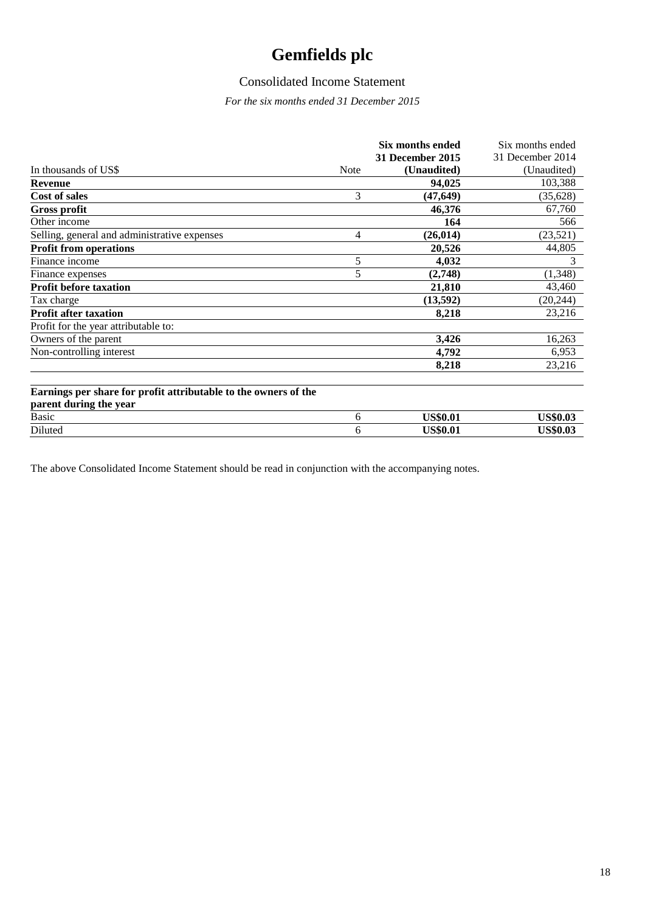# Gemfields plc

## Consolidated Income Statement

*For the six months ended 31 December 2015*

| In thousands of US$ | Note | **Six months ended 31 December 2015 (Unaudited)** | Six months ended 31 December 2014 (Unaudited) |
|---|---|---|---|
| **Revenue** | | **94,025** | 103,388 |
| **Cost of sales** | 3 | **(47,649)** | (35,628) |
| **Gross profit** | | **46,376** | 67,760 |
| Other income | | **164** | 566 |
| Selling, general and administrative expenses | 4 | **(26,014)** | (23,521) |
| **Profit from operations** | | **20,526** | 44,805 |
| Finance income | 5 | **4,032** | 3 |
| Finance expenses | 5 | **(2,748)** | (1,348) |
| **Profit before taxation** | | **21,810** | 43,460 |
| Tax charge | | **(13,592)** | (20,244) |
| **Profit after taxation** | | **8,218** | 23,216 |
| Profit for the year attributable to: | | | |
| Owners of the parent | | **3,426** | 16,263 |
| Non-controlling interest | | **4,792** | 6,953 |
| | | **8,218** | 23,216 |
| | | | |
| **Earnings per share for profit attributable to the owners of the parent during the year** | | | |
| Basic | 6 | **US$0.01** | **US$0.03** |
| Diluted | 6 | **US$0.01** | **US$0.03** |

The above Consolidated Income Statement should be read in conjunction with the accompanying notes.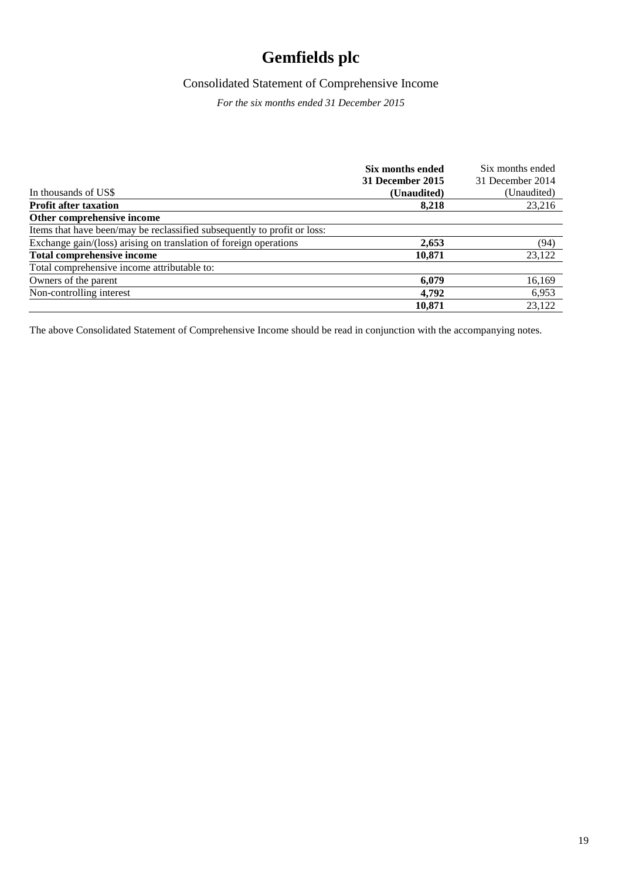# Gemfields plc

## Consolidated Statement of Comprehensive Income

*For the six months ended 31 December 2015*

| In thousands of US$ | **Six months ended 31 December 2015 (Unaudited)** | Six months ended 31 December 2014 (Unaudited) |
|---|---|---|
| **Profit after taxation** | **8,218** | 23,216 |
| **Other comprehensive income** | | |
| Items that have been/may be reclassified subsequently to profit or loss: | | |
| Exchange gain/(loss) arising on translation of foreign operations | **2,653** | (94) |
| **Total comprehensive income** | **10,871** | 23,122 |
| Total comprehensive income attributable to: | | |
| Owners of the parent | **6,079** | 16,169 |
| Non-controlling interest | **4,792** | 6,953 |
| | **10,871** | 23,122 |

The above Consolidated Statement of Comprehensive Income should be read in conjunction with the accompanying notes.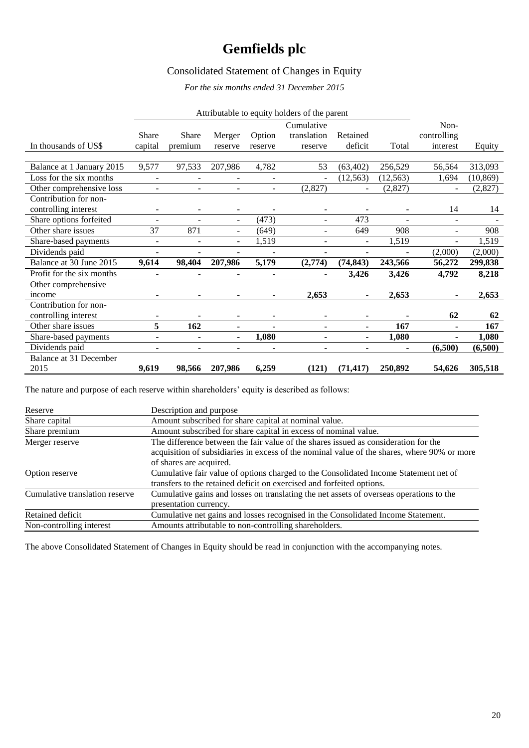# Gemfields plc

## Consolidated Statement of Changes in Equity

*For the six months ended 31 December 2015*

| | Attributable to equity holders of the parent | | | | | | | | |
|---|---|---|---|---|---|---|---|---|---|
| In thousands of US$ | Share capital | Share premium | Merger reserve | Option reserve | Cumulative translation reserve | Retained deficit | Total | Non-controlling interest | Equity |
| Balance at 1 January 2015 | 9,577 | 97,533 | 207,986 | 4,782 | 53 | (63,402) | 256,529 | 56,564 | 313,093 |
| Loss for the six months | - | - | - | - | - | (12,563) | (12,563) | 1,694 | (10,869) |
| Other comprehensive loss | - | - | - | - | (2,827) | - | (2,827) | - | (2,827) |
| Contribution for non-controlling interest | - | - | - | - | - | - | - | 14 | 14 |
| Share options forfeited | - | - | - | (473) | - | 473 | - | - | - |
| Other share issues | 37 | 871 | - | (649) | - | 649 | 908 | - | 908 |
| Share-based payments | - | - | - | 1,519 | - | - | 1,519 | - | 1,519 |
| Dividends paid | - | - | - | - | - | - | - | (2,000) | (2,000) |
| Balance at 30 June 2015 | **9,614** | **98,404** | **207,986** | **5,179** | **(2,774)** | **(74,843)** | **243,566** | **56,272** | **299,838** |
| Profit for the six months | **-** | **-** | **-** | **-** | **-** | **3,426** | **3,426** | **4,792** | **8,218** |
| Other comprehensive income | **-** | **-** | **-** | **-** | **2,653** | **-** | **2,653** | **-** | **2,653** |
| Contribution for non-controlling interest | **-** | **-** | **-** | **-** | **-** | **-** | **-** | **62** | **62** |
| Other share issues | **5** | **162** | **-** | **-** | **-** | **-** | **167** | **-** | **167** |
| Share-based payments | **-** | **-** | **-** | **1,080** | **-** | **-** | **1,080** | **-** | **1,080** |
| Dividends paid | **-** | **-** | **-** | **-** | **-** | **-** | **-** | **(6,500)** | **(6,500)** |
| Balance at 31 December 2015 | **9,619** | **98,566** | **207,986** | **6,259** | **(121)** | **(71,417)** | **250,892** | **54,626** | **305,518** |

The nature and purpose of each reserve within shareholders' equity is described as follows:

| Reserve | Description and purpose |
|---|---|
| Share capital | Amount subscribed for share capital at nominal value. |
| Share premium | Amount subscribed for share capital in excess of nominal value. |
| Merger reserve | The difference between the fair value of the shares issued as consideration for the acquisition of subsidiaries in excess of the nominal value of the shares, where 90% or more of shares are acquired. |
| Option reserve | Cumulative fair value of options charged to the Consolidated Income Statement net of transfers to the retained deficit on exercised and forfeited options. |
| Cumulative translation reserve | Cumulative gains and losses on translating the net assets of overseas operations to the presentation currency. |
| Retained deficit | Cumulative net gains and losses recognised in the Consolidated Income Statement. |
| Non-controlling interest | Amounts attributable to non-controlling shareholders. |

The above Consolidated Statement of Changes in Equity should be read in conjunction with the accompanying notes.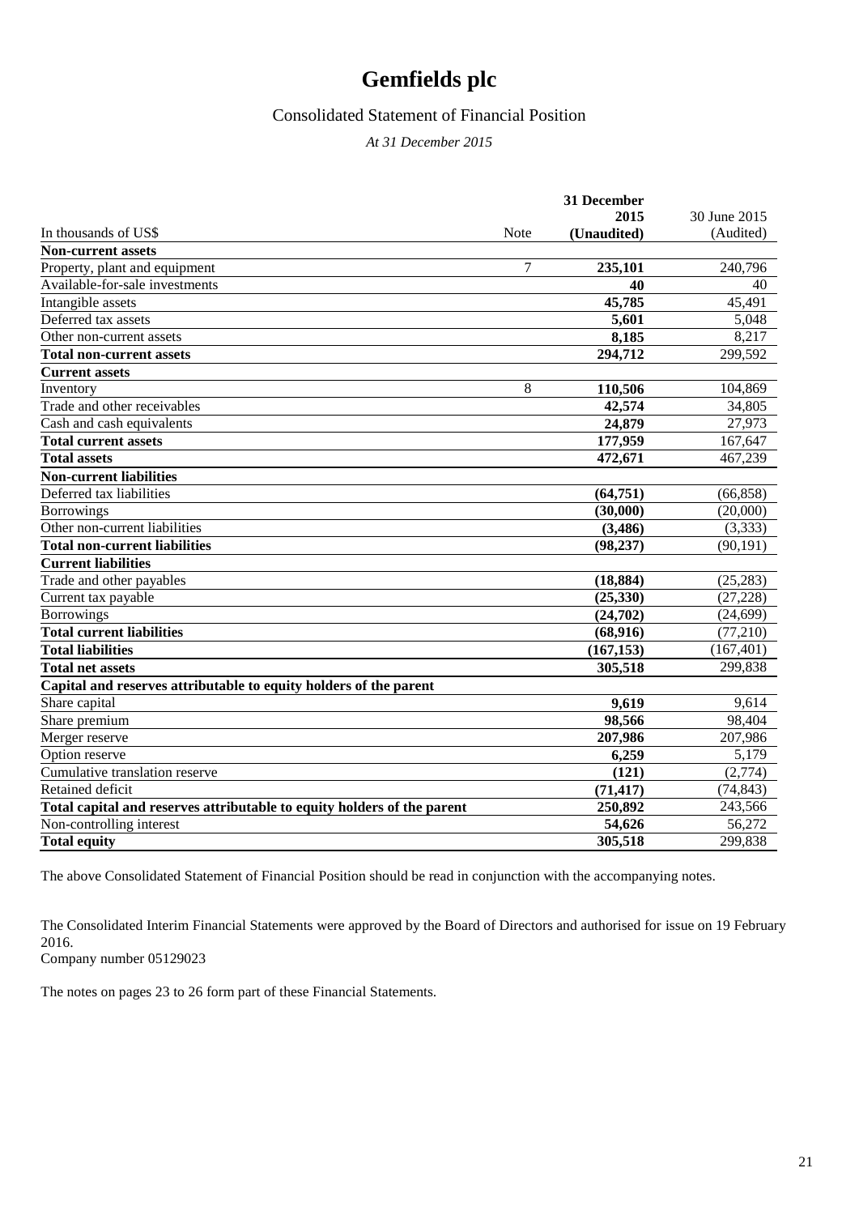# Gemfields plc

## Consolidated Statement of Financial Position

*At 31 December 2015*

| In thousands of US$ | Note | 31 December 2015 (Unaudited) | 30 June 2015 (Audited) |
|---|---|---|---|
| **Non-current assets** | | | |
| Property, plant and equipment | 7 | **235,101** | 240,796 |
| Available-for-sale investments | | **40** | 40 |
| Intangible assets | | **45,785** | 45,491 |
| Deferred tax assets | | **5,601** | 5,048 |
| Other non-current assets | | **8,185** | 8,217 |
| **Total non-current assets** | | **294,712** | 299,592 |
| **Current assets** | | | |
| Inventory | 8 | **110,506** | 104,869 |
| Trade and other receivables | | **42,574** | 34,805 |
| Cash and cash equivalents | | **24,879** | 27,973 |
| **Total current assets** | | **177,959** | 167,647 |
| **Total assets** | | **472,671** | 467,239 |
| **Non-current liabilities** | | | |
| Deferred tax liabilities | | **(64,751)** | (66,858) |
| Borrowings | | **(30,000)** | (20,000) |
| Other non-current liabilities | | **(3,486)** | (3,333) |
| **Total non-current liabilities** | | **(98,237)** | (90,191) |
| **Current liabilities** | | | |
| Trade and other payables | | **(18,884)** | (25,283) |
| Current tax payable | | **(25,330)** | (27,228) |
| Borrowings | | **(24,702)** | (24,699) |
| **Total current liabilities** | | **(68,916)** | (77,210) |
| **Total liabilities** | | **(167,153)** | (167,401) |
| **Total net assets** | | **305,518** | 299,838 |
| **Capital and reserves attributable to equity holders of the parent** | | | |
| Share capital | | **9,619** | 9,614 |
| Share premium | | **98,566** | 98,404 |
| Merger reserve | | **207,986** | 207,986 |
| Option reserve | | **6,259** | 5,179 |
| Cumulative translation reserve | | **(121)** | (2,774) |
| Retained deficit | | **(71,417)** | (74,843) |
| **Total capital and reserves attributable to equity holders of the parent** | | **250,892** | 243,566 |
| Non-controlling interest | | **54,626** | 56,272 |
| **Total equity** | | **305,518** | 299,838 |

The above Consolidated Statement of Financial Position should be read in conjunction with the accompanying notes.

The Consolidated Interim Financial Statements were approved by the Board of Directors and authorised for issue on 19 February 2016.
Company number 05129023

The notes on pages 23 to 26 form part of these Financial Statements.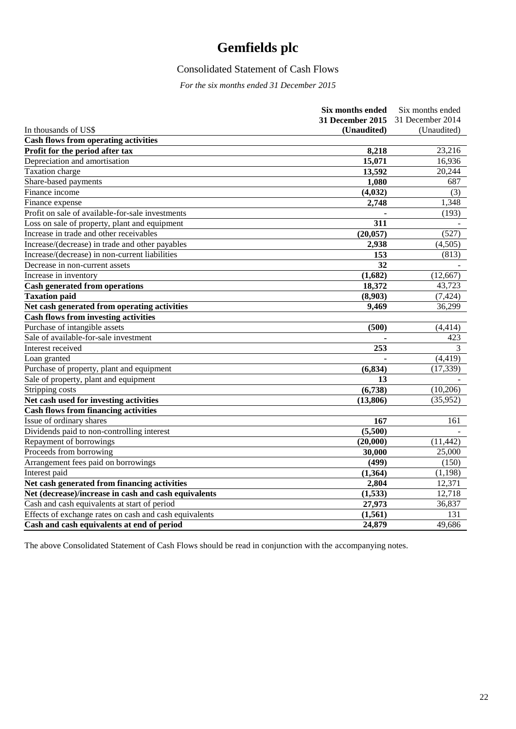# Gemfields plc

## Consolidated Statement of Cash Flows

*For the six months ended 31 December 2015*

| In thousands of US$ | **Six months ended 31 December 2015 (Unaudited)** | Six months ended 31 December 2014 (Unaudited) |
|---|---|---|
| **Cash flows from operating activities** | | |
| **Profit for the period after tax** | **8,218** | 23,216 |
| Depreciation and amortisation | **15,071** | 16,936 |
| Taxation charge | **13,592** | 20,244 |
| Share-based payments | **1,080** | 687 |
| Finance income | **(4,032)** | (3) |
| Finance expense | **2,748** | 1,348 |
| Profit on sale of available-for-sale investments | **-** | (193) |
| Loss on sale of property, plant and equipment | **311** | - |
| Increase in trade and other receivables | **(20,057)** | (527) |
| Increase/(decrease) in trade and other payables | **2,938** | (4,505) |
| Increase/(decrease) in non-current liabilities | **153** | (813) |
| Decrease in non-current assets | **32** | - |
| Increase in inventory | **(1,682)** | (12,667) |
| **Cash generated from operations** | **18,372** | 43,723 |
| **Taxation paid** | **(8,903)** | (7,424) |
| **Net cash generated from operating activities** | **9,469** | 36,299 |
| **Cash flows from investing activities** | | |
| Purchase of intangible assets | **(500)** | (4,414) |
| Sale of available-for-sale investment | **-** | 423 |
| Interest received | **253** | 3 |
| Loan granted | **-** | (4,419) |
| Purchase of property, plant and equipment | **(6,834)** | (17,339) |
| Sale of property, plant and equipment | **13** | - |
| Stripping costs | **(6,738)** | (10,206) |
| **Net cash used for investing activities** | **(13,806)** | (35,952) |
| **Cash flows from financing activities** | | |
| Issue of ordinary shares | **167** | 161 |
| Dividends paid to non-controlling interest | **(5,500)** | - |
| Repayment of borrowings | **(20,000)** | (11,442) |
| Proceeds from borrowing | **30,000** | 25,000 |
| Arrangement fees paid on borrowings | **(499)** | (150) |
| Interest paid | **(1,364)** | (1,198) |
| **Net cash generated from financing activities** | **2,804** | 12,371 |
| **Net (decrease)/increase in cash and cash equivalents** | **(1,533)** | 12,718 |
| Cash and cash equivalents at start of period | **27,973** | 36,837 |
| Effects of exchange rates on cash and cash equivalents | **(1,561)** | 131 |
| **Cash and cash equivalents at end of period** | **24,879** | 49,686 |

The above Consolidated Statement of Cash Flows should be read in conjunction with the accompanying notes.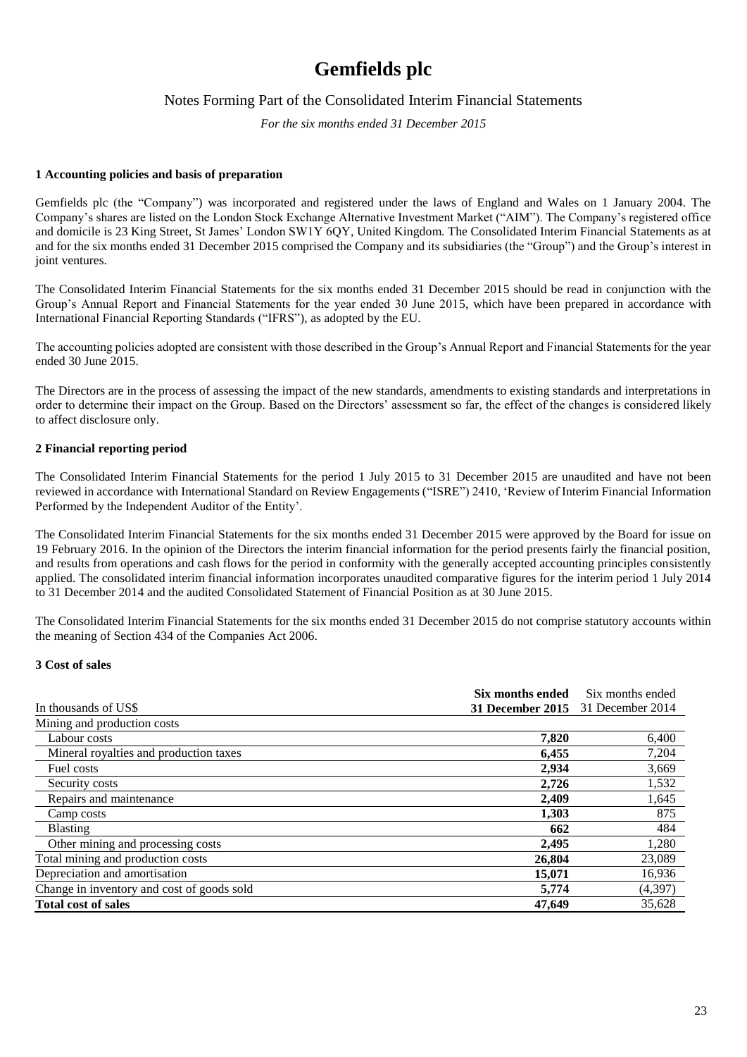# Gemfields plc

Notes Forming Part of the Consolidated Interim Financial Statements

*For the six months ended 31 December 2015*

### 1 Accounting policies and basis of preparation

Gemfields plc (the "Company") was incorporated and registered under the laws of England and Wales on 1 January 2004. The Company's shares are listed on the London Stock Exchange Alternative Investment Market ("AIM"). The Company's registered office and domicile is 23 King Street, St James' London SW1Y 6QY, United Kingdom. The Consolidated Interim Financial Statements as at and for the six months ended 31 December 2015 comprised the Company and its subsidiaries (the "Group") and the Group's interest in joint ventures.

The Consolidated Interim Financial Statements for the six months ended 31 December 2015 should be read in conjunction with the Group's Annual Report and Financial Statements for the year ended 30 June 2015, which have been prepared in accordance with International Financial Reporting Standards ("IFRS"), as adopted by the EU.

The accounting policies adopted are consistent with those described in the Group's Annual Report and Financial Statements for the year ended 30 June 2015.

The Directors are in the process of assessing the impact of the new standards, amendments to existing standards and interpretations in order to determine their impact on the Group. Based on the Directors' assessment so far, the effect of the changes is considered likely to affect disclosure only.

### 2 Financial reporting period

The Consolidated Interim Financial Statements for the period 1 July 2015 to 31 December 2015 are unaudited and have not been reviewed in accordance with International Standard on Review Engagements ("ISRE") 2410, 'Review of Interim Financial Information Performed by the Independent Auditor of the Entity'.

The Consolidated Interim Financial Statements for the six months ended 31 December 2015 were approved by the Board for issue on 19 February 2016. In the opinion of the Directors the interim financial information for the period presents fairly the financial position, and results from operations and cash flows for the period in conformity with the generally accepted accounting principles consistently applied. The consolidated interim financial information incorporates unaudited comparative figures for the interim period 1 July 2014 to 31 December 2014 and the audited Consolidated Statement of Financial Position as at 30 June 2015.

The Consolidated Interim Financial Statements for the six months ended 31 December 2015 do not comprise statutory accounts within the meaning of Section 434 of the Companies Act 2006.

### 3 Cost of sales

| In thousands of US$ | **Six months ended 31 December 2015** | Six months ended 31 December 2014 |
|---|---|---|
| Mining and production costs | | |
| Labour costs | **7,820** | 6,400 |
| Mineral royalties and production taxes | **6,455** | 7,204 |
| Fuel costs | **2,934** | 3,669 |
| Security costs | **2,726** | 1,532 |
| Repairs and maintenance | **2,409** | 1,645 |
| Camp costs | **1,303** | 875 |
| Blasting | **662** | 484 |
| Other mining and processing costs | **2,495** | 1,280 |
| Total mining and production costs | **26,804** | 23,089 |
| Depreciation and amortisation | **15,071** | 16,936 |
| Change in inventory and cost of goods sold | **5,774** | (4,397) |
| **Total cost of sales** | **47,649** | 35,628 |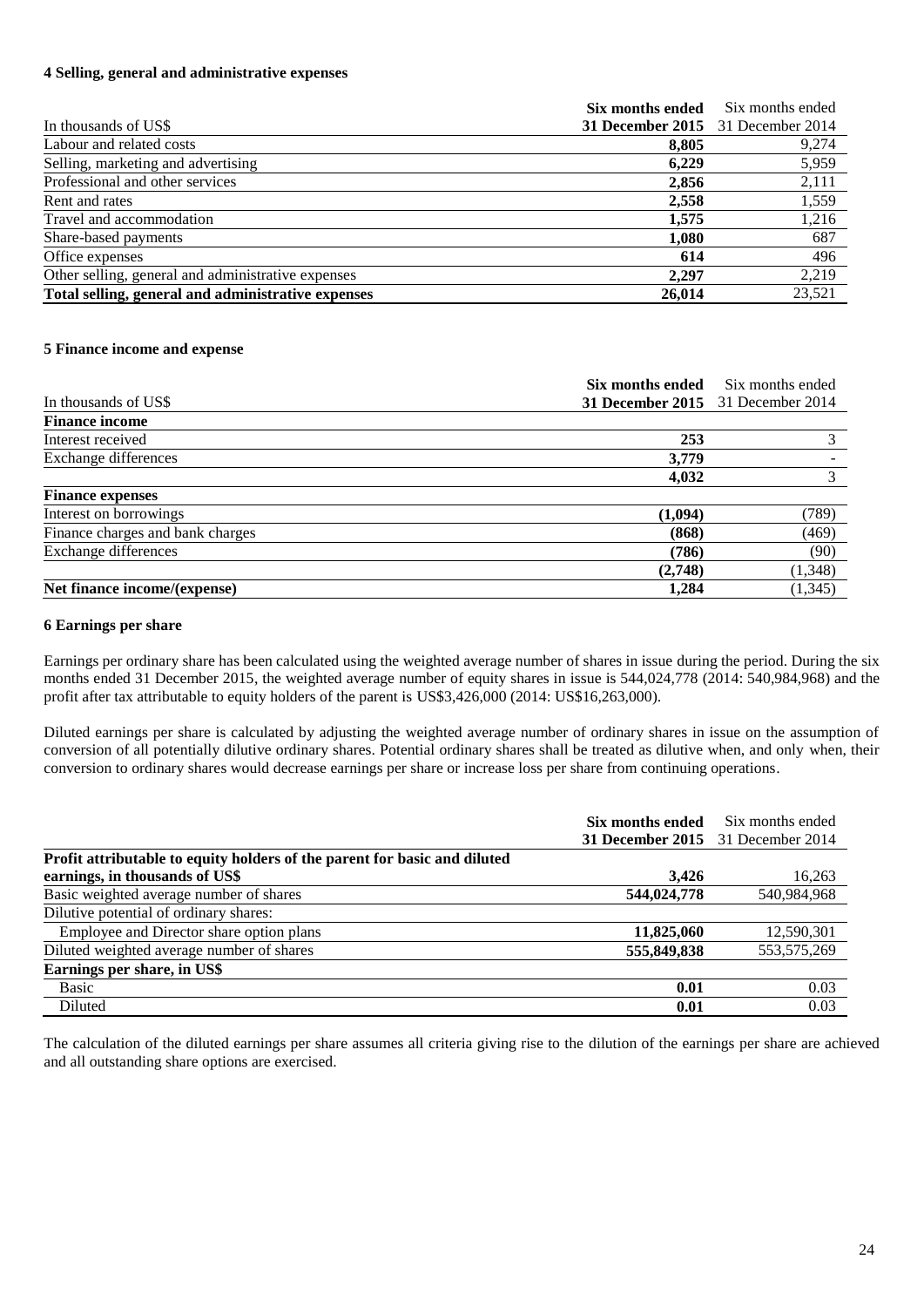#### 4 Selling, general and administrative expenses

| In thousands of US$ | **Six months ended 31 December 2015** | Six months ended 31 December 2014 |
|---|---|---|
| Labour and related costs | **8,805** | 9,274 |
| Selling, marketing and advertising | **6,229** | 5,959 |
| Professional and other services | **2,856** | 2,111 |
| Rent and rates | **2,558** | 1,559 |
| Travel and accommodation | **1,575** | 1,216 |
| Share-based payments | **1,080** | 687 |
| Office expenses | **614** | 496 |
| Other selling, general and administrative expenses | **2,297** | 2,219 |
| **Total selling, general and administrative expenses** | **26,014** | 23,521 |

#### 5 Finance income and expense

| In thousands of US$ | **Six months ended 31 December 2015** | Six months ended 31 December 2014 |
|---|---|---|
| **Finance income** | | |
| Interest received | **253** | 3 |
| Exchange differences | **3,779** | - |
| | **4,032** | 3 |
| **Finance expenses** | | |
| Interest on borrowings | **(1,094)** | (789) |
| Finance charges and bank charges | **(868)** | (469) |
| Exchange differences | **(786)** | (90) |
| | **(2,748)** | (1,348) |
| **Net finance income/(expense)** | **1,284** | (1,345) |

#### 6 Earnings per share

Earnings per ordinary share has been calculated using the weighted average number of shares in issue during the period. During the six months ended 31 December 2015, the weighted average number of equity shares in issue is 544,024,778 (2014: 540,984,968) and the profit after tax attributable to equity holders of the parent is US$3,426,000 (2014: US$16,263,000).

Diluted earnings per share is calculated by adjusting the weighted average number of ordinary shares in issue on the assumption of conversion of all potentially dilutive ordinary shares. Potential ordinary shares shall be treated as dilutive when, and only when, their conversion to ordinary shares would decrease earnings per share or increase loss per share from continuing operations.

| | **Six months ended 31 December 2015** | Six months ended 31 December 2014 |
|---|---|---|
| **Profit attributable to equity holders of the parent for basic and diluted earnings, in thousands of US$** | **3,426** | 16,263 |
| Basic weighted average number of shares | **544,024,778** | 540,984,968 |
| Dilutive potential of ordinary shares: | | |
| Employee and Director share option plans | **11,825,060** | 12,590,301 |
| Diluted weighted average number of shares | **555,849,838** | 553,575,269 |
| **Earnings per share, in US$** | | |
| Basic | **0.01** | 0.03 |
| Diluted | **0.01** | 0.03 |

The calculation of the diluted earnings per share assumes all criteria giving rise to the dilution of the earnings per share are achieved and all outstanding share options are exercised.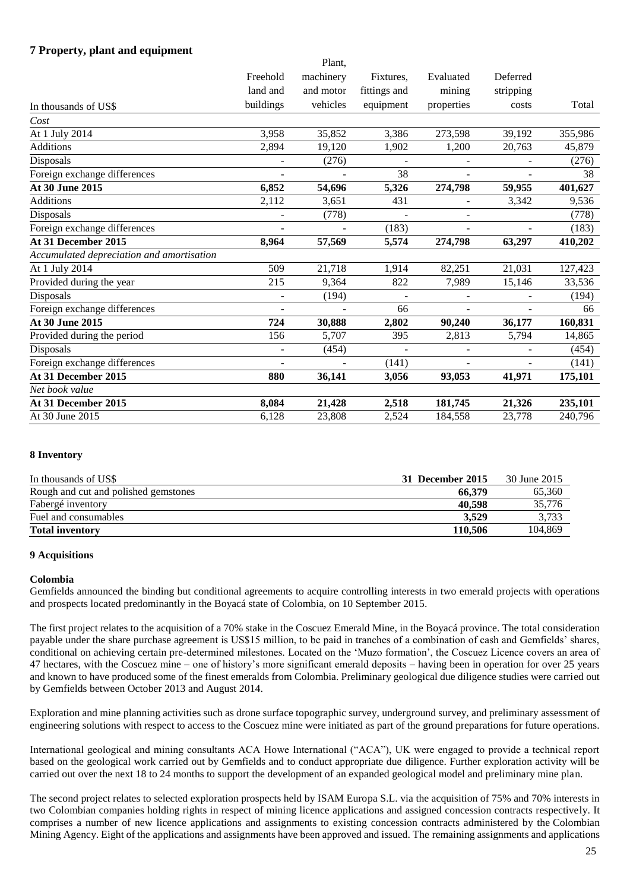## 7 Property, plant and equipment

| In thousands of US$ | Freehold land and buildings | Plant, machinery and motor vehicles | Fixtures, fittings and equipment | Evaluated mining properties | Deferred stripping costs | Total |
|---|---|---|---|---|---|---|
| *Cost* | | | | | | |
| At 1 July 2014 | 3,958 | 35,852 | 3,386 | 273,598 | 39,192 | 355,986 |
| Additions | 2,894 | 19,120 | 1,902 | 1,200 | 20,763 | 45,879 |
| Disposals | - | (276) | - | - | - | (276) |
| Foreign exchange differences | - | - | 38 | - | - | 38 |
| **At 30 June 2015** | **6,852** | **54,696** | **5,326** | **274,798** | **59,955** | **401,627** |
| Additions | 2,112 | 3,651 | 431 | - | 3,342 | 9,536 |
| Disposals | - | (778) | - | - | | (778) |
| Foreign exchange differences | - | - | (183) | - | - | (183) |
| **At 31 December 2015** | **8,964** | **57,569** | **5,574** | **274,798** | **63,297** | **410,202** |
| *Accumulated depreciation and amortisation* | | | | | | |
| At 1 July 2014 | 509 | 21,718 | 1,914 | 82,251 | 21,031 | 127,423 |
| Provided during the year | 215 | 9,364 | 822 | 7,989 | 15,146 | 33,536 |
| Disposals | - | (194) | - | - | - | (194) |
| Foreign exchange differences | - | - | 66 | - | - | 66 |
| **At 30 June 2015** | **724** | **30,888** | **2,802** | **90,240** | **36,177** | **160,831** |
| Provided during the period | 156 | 5,707 | 395 | 2,813 | 5,794 | 14,865 |
| Disposals | - | (454) | - | - | - | (454) |
| Foreign exchange differences | - | - | (141) | - | - | (141) |
| **At 31 December 2015** | **880** | **36,141** | **3,056** | **93,053** | **41,971** | **175,101** |
| *Net book value* | | | | | | |
| **At 31 December 2015** | **8,084** | **21,428** | **2,518** | **181,745** | **21,326** | **235,101** |
| At 30 June 2015 | 6,128 | 23,808 | 2,524 | 184,558 | 23,778 | 240,796 |

## 8 Inventory

| In thousands of US$ | **31 December 2015** | 30 June 2015 |
|---|---|---|
| Rough and cut and polished gemstones | **66,379** | 65,360 |
| Fabergé inventory | **40,598** | 35,776 |
| Fuel and consumables | **3,529** | 3,733 |
| **Total inventory** | **110,506** | 104,869 |

## 9 Acquisitions

### Colombia

Gemfields announced the binding but conditional agreements to acquire controlling interests in two emerald projects with operations and prospects located predominantly in the Boyacá state of Colombia, on 10 September 2015.

The first project relates to the acquisition of a 70% stake in the Coscuez Emerald Mine, in the Boyacá province. The total consideration payable under the share purchase agreement is US$15 million, to be paid in tranches of a combination of cash and Gemfields' shares, conditional on achieving certain pre-determined milestones. Located on the 'Muzo formation', the Coscuez Licence covers an area of 47 hectares, with the Coscuez mine – one of history's more significant emerald deposits – having been in operation for over 25 years and known to have produced some of the finest emeralds from Colombia. Preliminary geological due diligence studies were carried out by Gemfields between October 2013 and August 2014.

Exploration and mine planning activities such as drone surface topographic survey, underground survey, and preliminary assessment of engineering solutions with respect to access to the Coscuez mine were initiated as part of the ground preparations for future operations.

International geological and mining consultants ACA Howe International ("ACA"), UK were engaged to provide a technical report based on the geological work carried out by Gemfields and to conduct appropriate due diligence. Further exploration activity will be carried out over the next 18 to 24 months to support the development of an expanded geological model and preliminary mine plan.

The second project relates to selected exploration prospects held by ISAM Europa S.L. via the acquisition of 75% and 70% interests in two Colombian companies holding rights in respect of mining licence applications and assigned concession contracts respectively. It comprises a number of new licence applications and assignments to existing concession contracts administered by the Colombian Mining Agency. Eight of the applications and assignments have been approved and issued. The remaining assignments and applications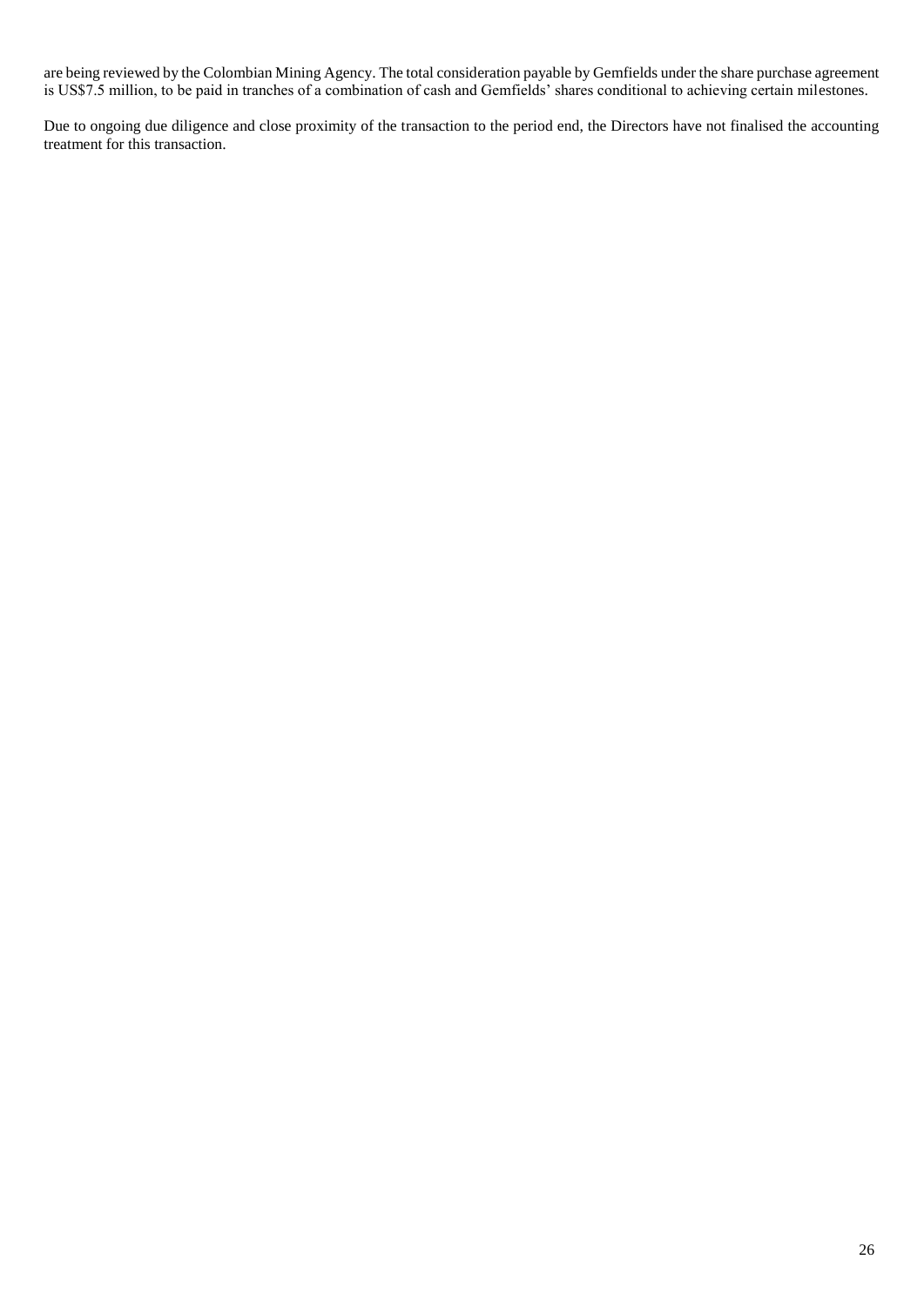are being reviewed by the Colombian Mining Agency. The total consideration payable by Gemfields under the share purchase agreement is US$7.5 million, to be paid in tranches of a combination of cash and Gemfields' shares conditional to achieving certain milestones.

Due to ongoing due diligence and close proximity of the transaction to the period end, the Directors have not finalised the accounting treatment for this transaction.